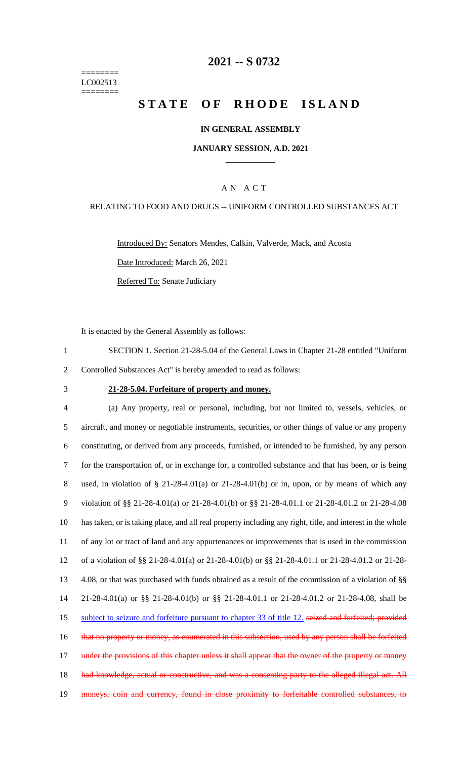========
LC002513
========

# 2021 -- S 0732

# STATE OF RHODE ISLAND

## IN GENERAL ASSEMBLY

### JANUARY SESSION, A.D. 2021

### A N A C T

RELATING TO FOOD AND DRUGS -- UNIFORM CONTROLLED SUBSTANCES ACT

Introduced By: Senators Mendes, Calkin, Valverde, Mack, and Acosta

Date Introduced: March 26, 2021

Referred To: Senate Judiciary

It is enacted by the General Assembly as follows:

1 SECTION 1. Section 21-28-5.04 of the General Laws in Chapter 21-28 entitled "Uniform
2 Controlled Substances Act" is hereby amended to read as follows:

3 **21-28-5.04. Forfeiture of property and money.**

4 (a) Any property, real or personal, including, but not limited to, vessels, vehicles, or
5 aircraft, and money or negotiable instruments, securities, or other things of value or any property
6 constituting, or derived from any proceeds, furnished, or intended to be furnished, by any person
7 for the transportation of, or in exchange for, a controlled substance and that has been, or is being
8 used, in violation of § 21-28-4.01(a) or 21-28-4.01(b) or in, upon, or by means of which any
9 violation of §§ 21-28-4.01(a) or 21-28-4.01(b) or §§ 21-28-4.01.1 or 21-28-4.01.2 or 21-28-4.08
10 has taken, or is taking place, and all real property including any right, title, and interest in the whole
11 of any lot or tract of land and any appurtenances or improvements that is used in the commission
12 of a violation of §§ 21-28-4.01(a) or 21-28-4.01(b) or §§ 21-28-4.01.1 or 21-28-4.01.2 or 21-28-
13 4.08, or that was purchased with funds obtained as a result of the commission of a violation of §§
14 21-28-4.01(a) or §§ 21-28-4.01(b) or §§ 21-28-4.01.1 or 21-28-4.01.2 or 21-28-4.08, shall be
15 subject to seizure and forfeiture pursuant to chapter 33 of title 12. ~~seized and forfeited; provided~~
16 ~~that no property or money, as enumerated in this subsection, used by any person shall be forfeited~~
17 ~~under the provisions of this chapter unless it shall appear that the owner of the property or money~~
18 ~~had knowledge, actual or constructive, and was a consenting party to the alleged illegal act. All~~
19 ~~moneys, coin and currency, found in close proximity to forfeitable controlled substances, to~~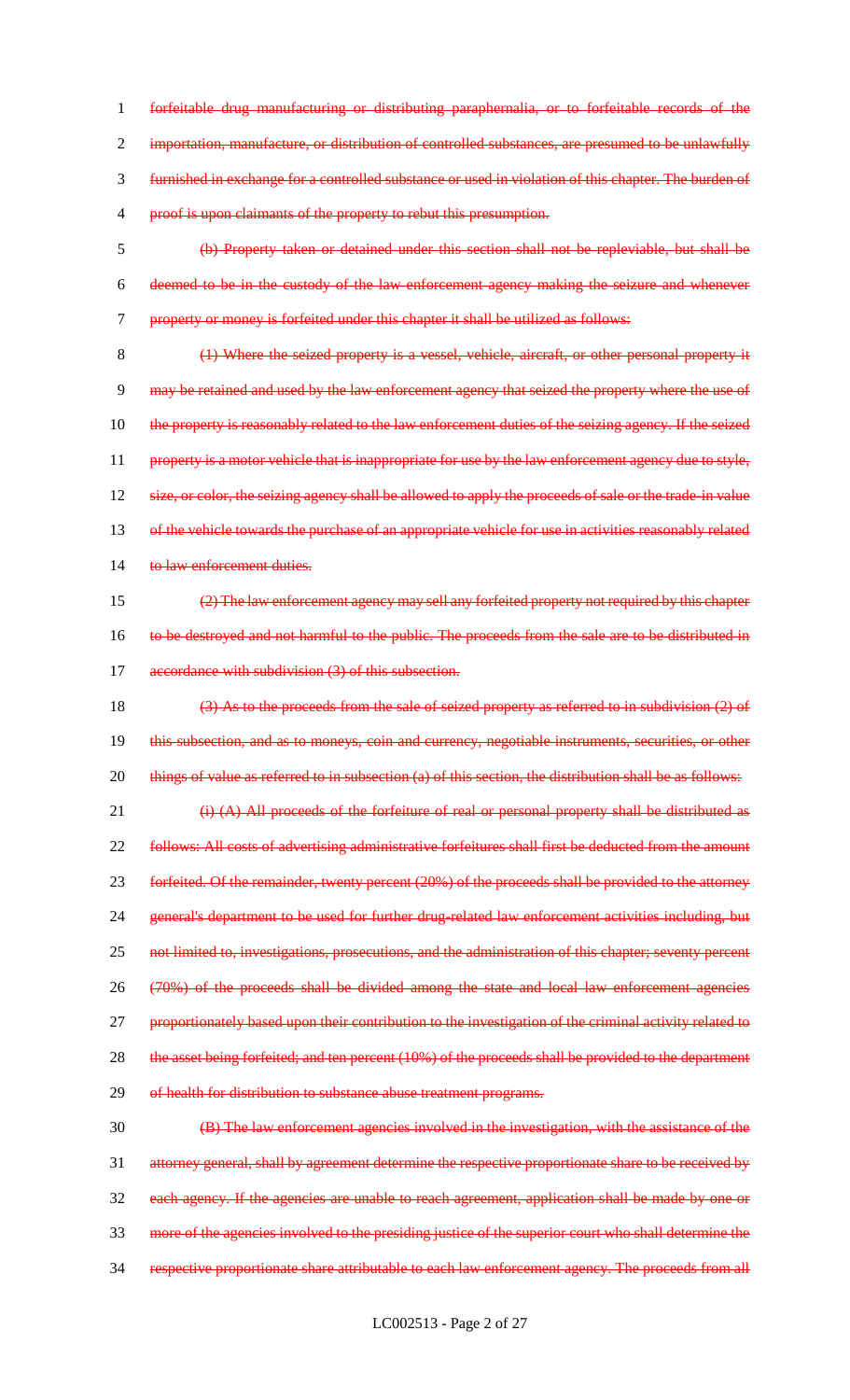forfeitable drug manufacturing or distributing paraphernalia, or to forfeitable records of the importation, manufacture, or distribution of controlled substances, are presumed to be unlawfully furnished in exchange for a controlled substance or used in violation of this chapter. The burden of proof is upon claimants of the property to rebut this presumption.

(b) Property taken or detained under this section shall not be repleviable, but shall be deemed to be in the custody of the law enforcement agency making the seizure and whenever property or money is forfeited under this chapter it shall be utilized as follows:

(1) Where the seized property is a vessel, vehicle, aircraft, or other personal property it may be retained and used by the law enforcement agency that seized the property where the use of the property is reasonably related to the law enforcement duties of the seizing agency. If the seized property is a motor vehicle that is inappropriate for use by the law enforcement agency due to style, size, or color, the seizing agency shall be allowed to apply the proceeds of sale or the trade-in value of the vehicle towards the purchase of an appropriate vehicle for use in activities reasonably related to law enforcement duties.

(2) The law enforcement agency may sell any forfeited property not required by this chapter to be destroyed and not harmful to the public. The proceeds from the sale are to be distributed in accordance with subdivision (3) of this subsection.

(3) As to the proceeds from the sale of seized property as referred to in subdivision (2) of this subsection, and as to moneys, coin and currency, negotiable instruments, securities, or other things of value as referred to in subsection (a) of this section, the distribution shall be as follows:

(i) (A) All proceeds of the forfeiture of real or personal property shall be distributed as follows: All costs of advertising administrative forfeitures shall first be deducted from the amount forfeited. Of the remainder, twenty percent (20%) of the proceeds shall be provided to the attorney general's department to be used for further drug-related law enforcement activities including, but not limited to, investigations, prosecutions, and the administration of this chapter; seventy percent (70%) of the proceeds shall be divided among the state and local law enforcement agencies proportionately based upon their contribution to the investigation of the criminal activity related to the asset being forfeited; and ten percent (10%) of the proceeds shall be provided to the department of health for distribution to substance abuse treatment programs.

(B) The law enforcement agencies involved in the investigation, with the assistance of the attorney general, shall by agreement determine the respective proportionate share to be received by each agency. If the agencies are unable to reach agreement, application shall be made by one or more of the agencies involved to the presiding justice of the superior court who shall determine the respective proportionate share attributable to each law enforcement agency. The proceeds from all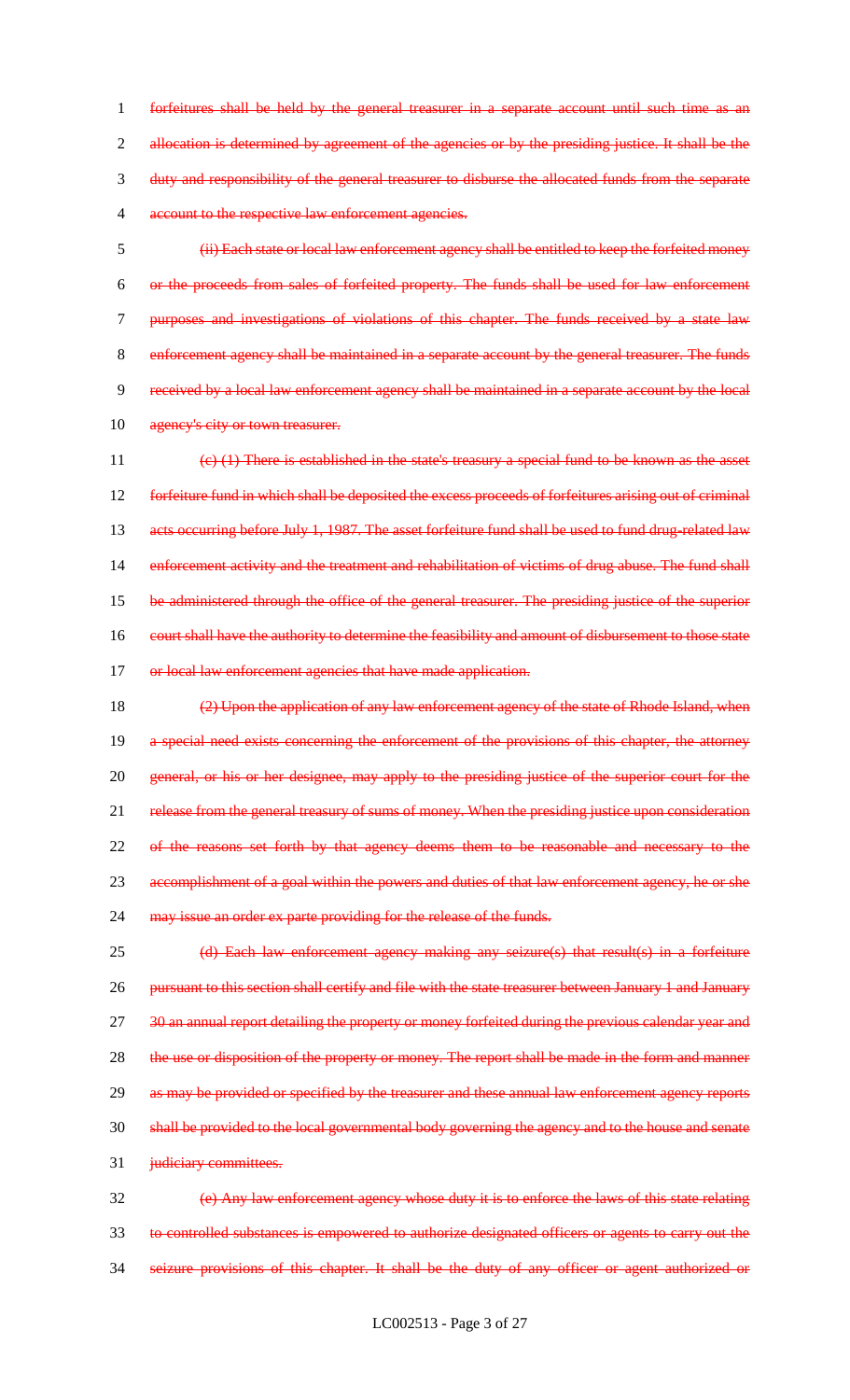~~forfeitures shall be held by the general treasurer in a separate account until such time as an allocation is determined by agreement of the agencies or by the presiding justice. It shall be the duty and responsibility of the general treasurer to disburse the allocated funds from the separate account to the respective law enforcement agencies.~~

~~(ii) Each state or local law enforcement agency shall be entitled to keep the forfeited money or the proceeds from sales of forfeited property. The funds shall be used for law enforcement purposes and investigations of violations of this chapter. The funds received by a state law enforcement agency shall be maintained in a separate account by the general treasurer. The funds received by a local law enforcement agency shall be maintained in a separate account by the local agency's city or town treasurer.~~

~~(c) (1) There is established in the state's treasury a special fund to be known as the asset forfeiture fund in which shall be deposited the excess proceeds of forfeitures arising out of criminal acts occurring before July 1, 1987. The asset forfeiture fund shall be used to fund drug-related law enforcement activity and the treatment and rehabilitation of victims of drug abuse. The fund shall be administered through the office of the general treasurer. The presiding justice of the superior court shall have the authority to determine the feasibility and amount of disbursement to those state or local law enforcement agencies that have made application.~~

~~(2) Upon the application of any law enforcement agency of the state of Rhode Island, when a special need exists concerning the enforcement of the provisions of this chapter, the attorney general, or his or her designee, may apply to the presiding justice of the superior court for the release from the general treasury of sums of money. When the presiding justice upon consideration of the reasons set forth by that agency deems them to be reasonable and necessary to the accomplishment of a goal within the powers and duties of that law enforcement agency, he or she may issue an order ex parte providing for the release of the funds.~~

~~(d) Each law enforcement agency making any seizure(s) that result(s) in a forfeiture pursuant to this section shall certify and file with the state treasurer between January 1 and January 30 an annual report detailing the property or money forfeited during the previous calendar year and the use or disposition of the property or money. The report shall be made in the form and manner as may be provided or specified by the treasurer and these annual law enforcement agency reports shall be provided to the local governmental body governing the agency and to the house and senate judiciary committees.~~

~~(e) Any law enforcement agency whose duty it is to enforce the laws of this state relating to controlled substances is empowered to authorize designated officers or agents to carry out the seizure provisions of this chapter. It shall be the duty of any officer or agent authorized or~~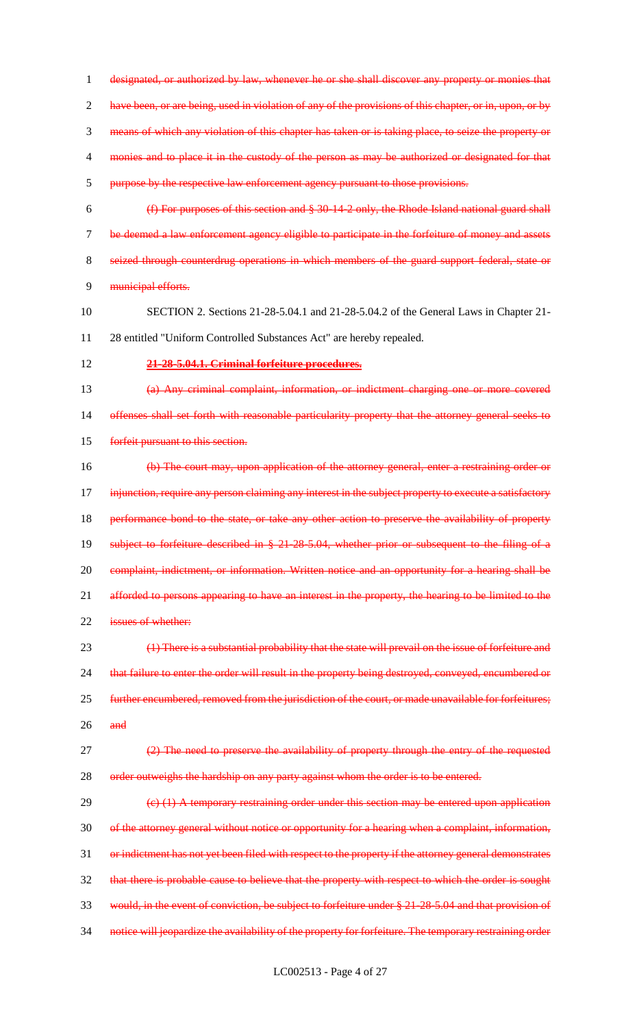designated, or authorized by law, whenever he or she shall discover any property or monies that have been, or are being, used in violation of any of the provisions of this chapter, or in, upon, or by means of which any violation of this chapter has taken or is taking place, to seize the property or monies and to place it in the custody of the person as may be authorized or designated for that purpose by the respective law enforcement agency pursuant to those provisions.

(f) For purposes of this section and § 30-14-2 only, the Rhode Island national guard shall be deemed a law enforcement agency eligible to participate in the forfeiture of money and assets seized through counterdrug operations in which members of the guard support federal, state or municipal efforts.

SECTION 2. Sections 21-28-5.04.1 and 21-28-5.04.2 of the General Laws in Chapter 21-28 entitled "Uniform Controlled Substances Act" are hereby repealed.

**21-28-5.04.1. Criminal forfeiture procedures.**

(a) Any criminal complaint, information, or indictment charging one or more covered offenses shall set forth with reasonable particularity property that the attorney general seeks to forfeit pursuant to this section.

(b) The court may, upon application of the attorney general, enter a restraining order or injunction, require any person claiming any interest in the subject property to execute a satisfactory performance bond to the state, or take any other action to preserve the availability of property subject to forfeiture described in § 21-28-5.04, whether prior or subsequent to the filing of a complaint, indictment, or information. Written notice and an opportunity for a hearing shall be afforded to persons appearing to have an interest in the property, the hearing to be limited to the issues of whether:

(1) There is a substantial probability that the state will prevail on the issue of forfeiture and that failure to enter the order will result in the property being destroyed, conveyed, encumbered or further encumbered, removed from the jurisdiction of the court, or made unavailable for forfeitures; and

(2) The need to preserve the availability of property through the entry of the requested order outweighs the hardship on any party against whom the order is to be entered.

(c) (1) A temporary restraining order under this section may be entered upon application of the attorney general without notice or opportunity for a hearing when a complaint, information, or indictment has not yet been filed with respect to the property if the attorney general demonstrates that there is probable cause to believe that the property with respect to which the order is sought would, in the event of conviction, be subject to forfeiture under § 21-28-5.04 and that provision of notice will jeopardize the availability of the property for forfeiture. The temporary restraining order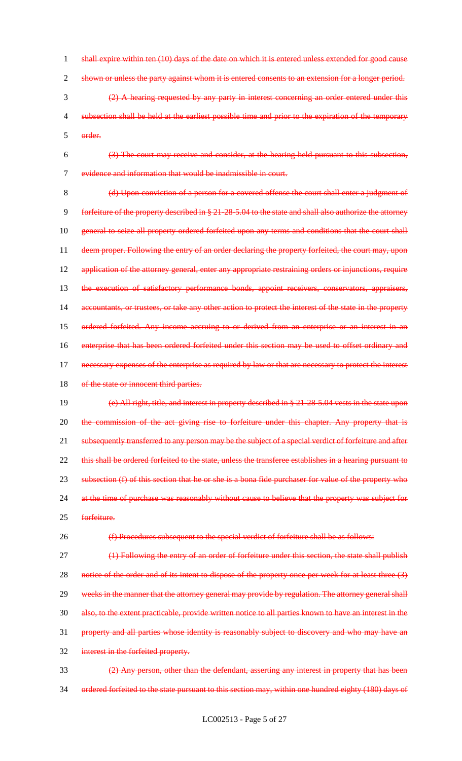~~shall expire within ten (10) days of the date on which it is entered unless extended for good cause shown or unless the party against whom it is entered consents to an extension for a longer period.~~

~~(2) A hearing requested by any party in interest concerning an order entered under this subsection shall be held at the earliest possible time and prior to the expiration of the temporary order.~~

~~(3) The court may receive and consider, at the hearing held pursuant to this subsection, evidence and information that would be inadmissible in court.~~

~~(d) Upon conviction of a person for a covered offense the court shall enter a judgment of forfeiture of the property described in § 21-28-5.04 to the state and shall also authorize the attorney general to seize all property ordered forfeited upon any terms and conditions that the court shall deem proper. Following the entry of an order declaring the property forfeited, the court may, upon application of the attorney general, enter any appropriate restraining orders or injunctions, require the execution of satisfactory performance bonds, appoint receivers, conservators, appraisers, accountants, or trustees, or take any other action to protect the interest of the state in the property ordered forfeited. Any income accruing to or derived from an enterprise or an interest in an enterprise that has been ordered forfeited under this section may be used to offset ordinary and necessary expenses of the enterprise as required by law or that are necessary to protect the interest of the state or innocent third parties.~~

~~(e) All right, title, and interest in property described in § 21-28-5.04 vests in the state upon the commission of the act giving rise to forfeiture under this chapter. Any property that is subsequently transferred to any person may be the subject of a special verdict of forfeiture and after this shall be ordered forfeited to the state, unless the transferee establishes in a hearing pursuant to subsection (f) of this section that he or she is a bona fide purchaser for value of the property who at the time of purchase was reasonably without cause to believe that the property was subject for forfeiture.~~

~~(f) Procedures subsequent to the special verdict of forfeiture shall be as follows:~~

~~(1) Following the entry of an order of forfeiture under this section, the state shall publish notice of the order and of its intent to dispose of the property once per week for at least three (3) weeks in the manner that the attorney general may provide by regulation. The attorney general shall also, to the extent practicable, provide written notice to all parties known to have an interest in the property and all parties whose identity is reasonably subject to discovery and who may have an interest in the forfeited property.~~

~~(2) Any person, other than the defendant, asserting any interest in property that has been ordered forfeited to the state pursuant to this section may, within one hundred eighty (180) days of~~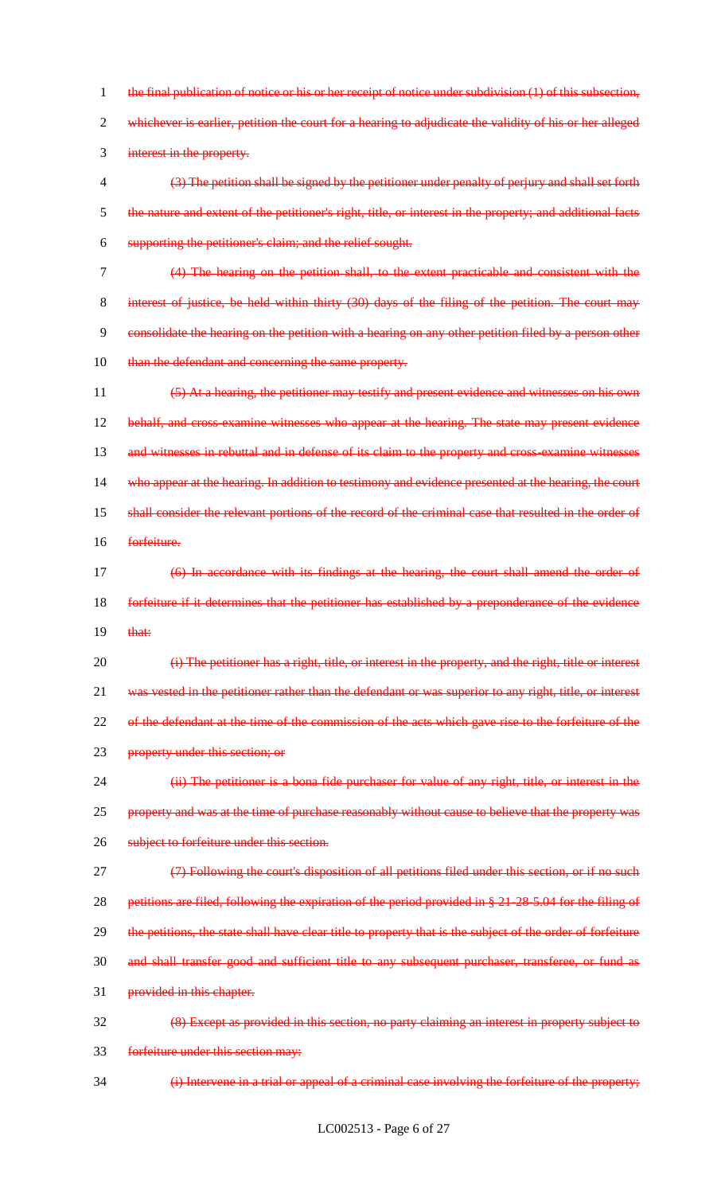~~the final publication of notice or his or her receipt of notice under subdivision (1) of this subsection, whichever is earlier, petition the court for a hearing to adjudicate the validity of his or her alleged interest in the property.~~

~~(3) The petition shall be signed by the petitioner under penalty of perjury and shall set forth the nature and extent of the petitioner's right, title, or interest in the property; and additional facts supporting the petitioner's claim; and the relief sought.~~

~~(4) The hearing on the petition shall, to the extent practicable and consistent with the interest of justice, be held within thirty (30) days of the filing of the petition. The court may consolidate the hearing on the petition with a hearing on any other petition filed by a person other than the defendant and concerning the same property.~~

~~(5) At a hearing, the petitioner may testify and present evidence and witnesses on his own behalf, and cross-examine witnesses who appear at the hearing. The state may present evidence and witnesses in rebuttal and in defense of its claim to the property and cross-examine witnesses who appear at the hearing. In addition to testimony and evidence presented at the hearing, the court shall consider the relevant portions of the record of the criminal case that resulted in the order of forfeiture.~~

~~(6) In accordance with its findings at the hearing, the court shall amend the order of forfeiture if it determines that the petitioner has established by a preponderance of the evidence that:~~

~~(i) The petitioner has a right, title, or interest in the property, and the right, title or interest was vested in the petitioner rather than the defendant or was superior to any right, title, or interest of the defendant at the time of the commission of the acts which gave rise to the forfeiture of the property under this section; or~~

~~(ii) The petitioner is a bona fide purchaser for value of any right, title, or interest in the property and was at the time of purchase reasonably without cause to believe that the property was subject to forfeiture under this section.~~

~~(7) Following the court's disposition of all petitions filed under this section, or if no such petitions are filed, following the expiration of the period provided in § 21-28-5.04 for the filing of the petitions, the state shall have clear title to property that is the subject of the order of forfeiture and shall transfer good and sufficient title to any subsequent purchaser, transferee, or fund as provided in this chapter.~~

~~(8) Except as provided in this section, no party claiming an interest in property subject to forfeiture under this section may:~~

~~(i) Intervene in a trial or appeal of a criminal case involving the forfeiture of the property;~~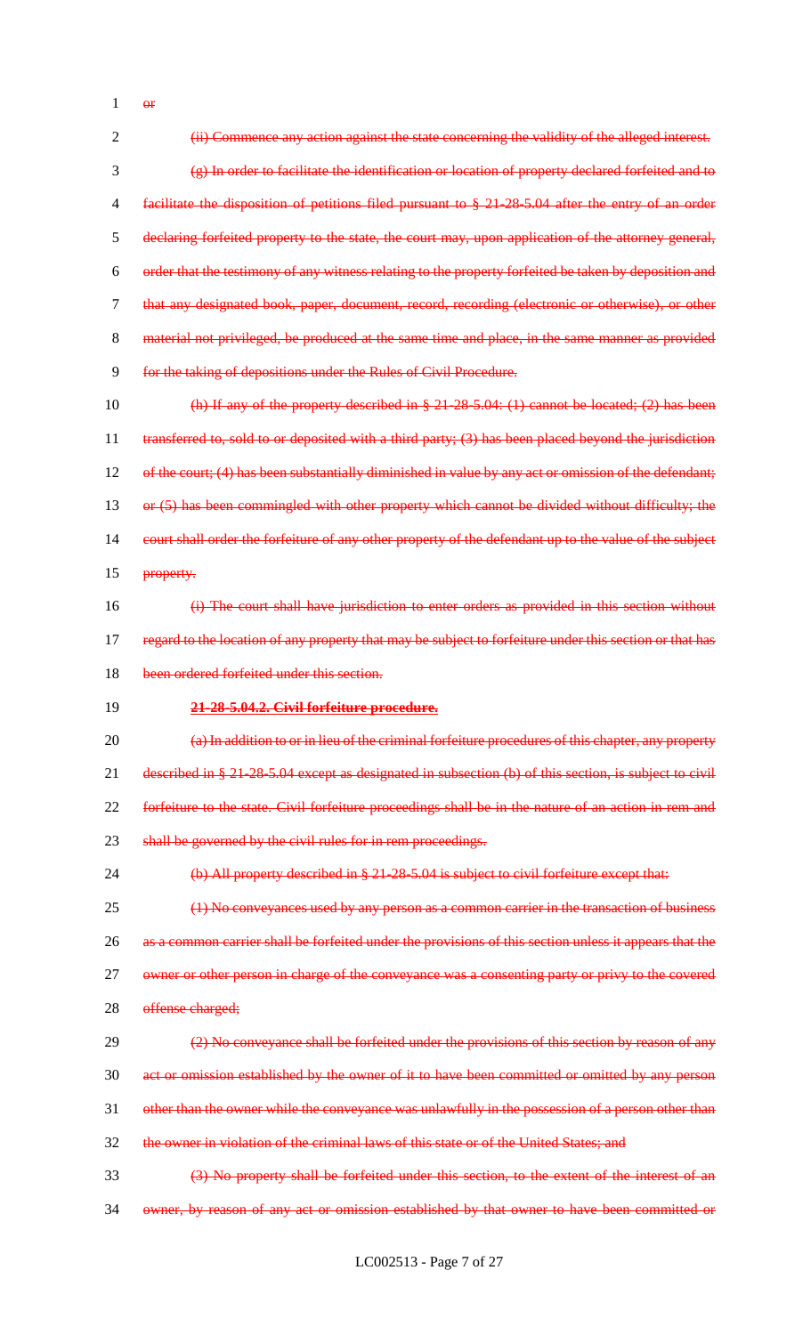~~or~~

~~(ii) Commence any action against the state concerning the validity of the alleged interest.~~

~~(g) In order to facilitate the identification or location of property declared forfeited and to facilitate the disposition of petitions filed pursuant to § 21-28-5.04 after the entry of an order declaring forfeited property to the state, the court may, upon application of the attorney general, order that the testimony of any witness relating to the property forfeited be taken by deposition and that any designated book, paper, document, record, recording (electronic or otherwise), or other material not privileged, be produced at the same time and place, in the same manner as provided for the taking of depositions under the Rules of Civil Procedure.~~

~~(h) If any of the property described in § 21-28-5.04: (1) cannot be located; (2) has been transferred to, sold to or deposited with a third party; (3) has been placed beyond the jurisdiction of the court; (4) has been substantially diminished in value by any act or omission of the defendant; or (5) has been commingled with other property which cannot be divided without difficulty; the court shall order the forfeiture of any other property of the defendant up to the value of the subject property.~~

~~(i) The court shall have jurisdiction to enter orders as provided in this section without regard to the location of any property that may be subject to forfeiture under this section or that has been ordered forfeited under this section.~~

~~**21-28-5.04.2. Civil forfeiture procedure.**~~

~~(a) In addition to or in lieu of the criminal forfeiture procedures of this chapter, any property described in § 21-28-5.04 except as designated in subsection (b) of this section, is subject to civil forfeiture to the state. Civil forfeiture proceedings shall be in the nature of an action in rem and shall be governed by the civil rules for in rem proceedings.~~

~~(b) All property described in § 21-28-5.04 is subject to civil forfeiture except that:~~

~~(1) No conveyances used by any person as a common carrier in the transaction of business as a common carrier shall be forfeited under the provisions of this section unless it appears that the owner or other person in charge of the conveyance was a consenting party or privy to the covered offense charged;~~

~~(2) No conveyance shall be forfeited under the provisions of this section by reason of any act or omission established by the owner of it to have been committed or omitted by any person other than the owner while the conveyance was unlawfully in the possession of a person other than the owner in violation of the criminal laws of this state or of the United States; and~~

~~(3) No property shall be forfeited under this section, to the extent of the interest of an owner, by reason of any act or omission established by that owner to have been committed or~~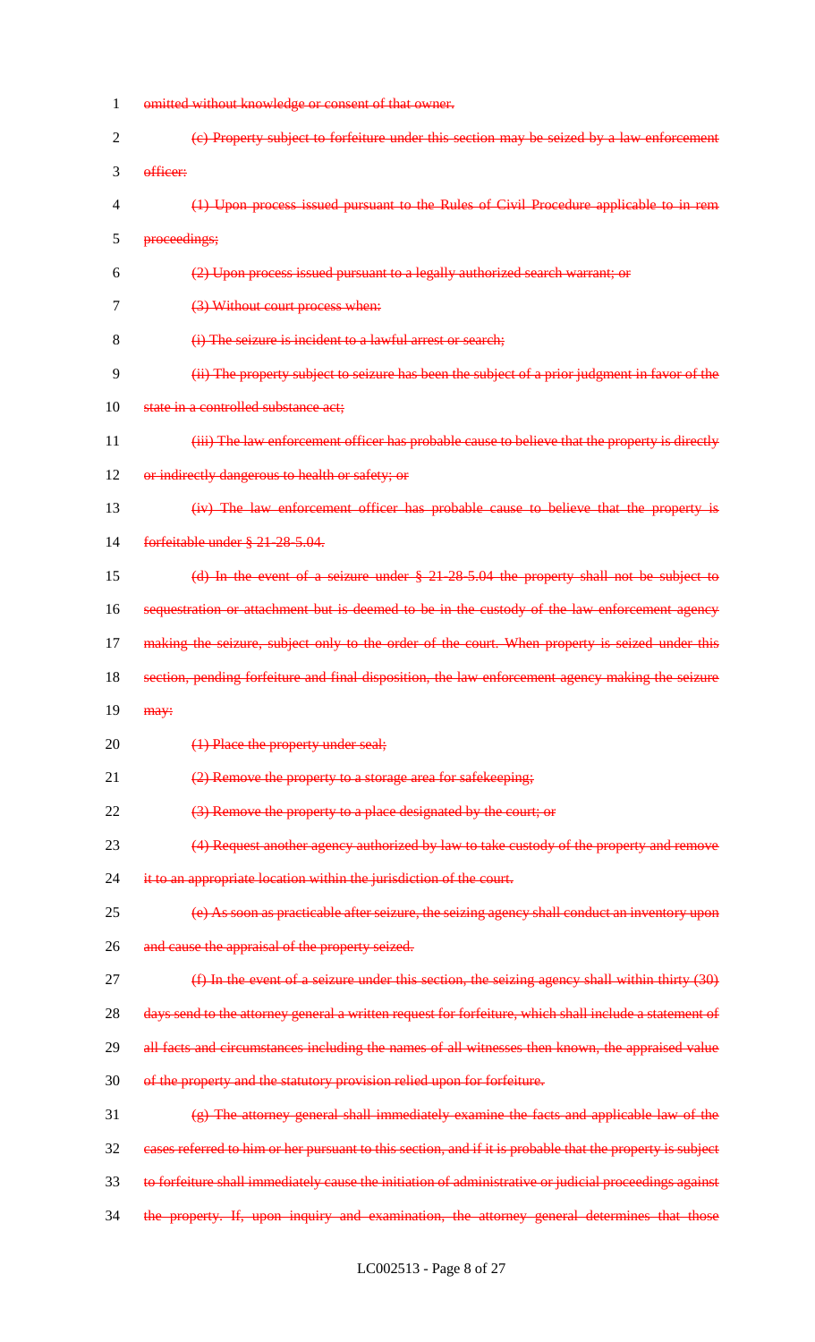~~omitted without knowledge or consent of that owner.~~

~~(c) Property subject to forfeiture under this section may be seized by a law enforcement officer:~~

~~(1) Upon process issued pursuant to the Rules of Civil Procedure applicable to in rem proceedings;~~

~~(2) Upon process issued pursuant to a legally authorized search warrant; or~~

~~(3) Without court process when:~~

~~(i) The seizure is incident to a lawful arrest or search;~~

~~(ii) The property subject to seizure has been the subject of a prior judgment in favor of the state in a controlled substance act;~~

~~(iii) The law enforcement officer has probable cause to believe that the property is directly or indirectly dangerous to health or safety; or~~

~~(iv) The law enforcement officer has probable cause to believe that the property is forfeitable under § 21-28-5.04.~~

~~(d) In the event of a seizure under § 21-28-5.04 the property shall not be subject to sequestration or attachment but is deemed to be in the custody of the law enforcement agency making the seizure, subject only to the order of the court. When property is seized under this section, pending forfeiture and final disposition, the law enforcement agency making the seizure may:~~

~~(1) Place the property under seal;~~

~~(2) Remove the property to a storage area for safekeeping;~~

~~(3) Remove the property to a place designated by the court; or~~

~~(4) Request another agency authorized by law to take custody of the property and remove it to an appropriate location within the jurisdiction of the court.~~

~~(e) As soon as practicable after seizure, the seizing agency shall conduct an inventory upon and cause the appraisal of the property seized.~~

~~(f) In the event of a seizure under this section, the seizing agency shall within thirty (30) days send to the attorney general a written request for forfeiture, which shall include a statement of all facts and circumstances including the names of all witnesses then known, the appraised value of the property and the statutory provision relied upon for forfeiture.~~

~~(g) The attorney general shall immediately examine the facts and applicable law of the cases referred to him or her pursuant to this section, and if it is probable that the property is subject to forfeiture shall immediately cause the initiation of administrative or judicial proceedings against the property. If, upon inquiry and examination, the attorney general determines that those~~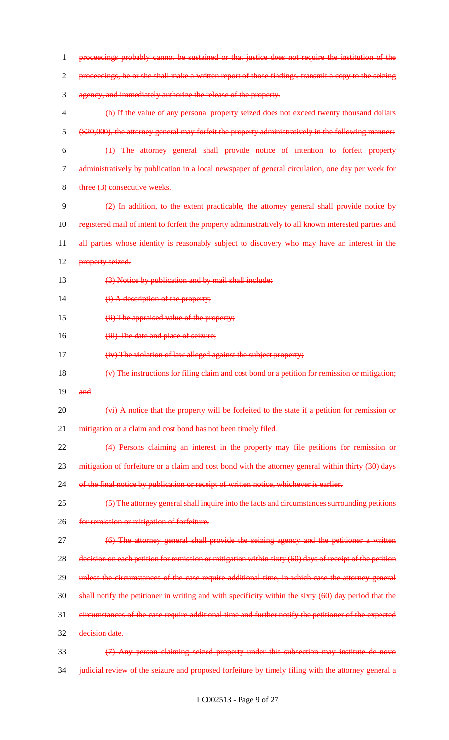~~proceedings probably cannot be sustained or that justice does not require the institution of the proceedings, he or she shall make a written report of those findings, transmit a copy to the seizing agency, and immediately authorize the release of the property.~~

~~(h) If the value of any personal property seized does not exceed twenty thousand dollars ($20,000), the attorney general may forfeit the property administratively in the following manner:~~

~~(1) The attorney general shall provide notice of intention to forfeit property administratively by publication in a local newspaper of general circulation, one day per week for three (3) consecutive weeks.~~

~~(2) In addition, to the extent practicable, the attorney general shall provide notice by registered mail of intent to forfeit the property administratively to all known interested parties and all parties whose identity is reasonably subject to discovery who may have an interest in the property seized.~~

~~(3) Notice by publication and by mail shall include:~~

~~(i) A description of the property;~~

~~(ii) The appraised value of the property;~~

~~(iii) The date and place of seizure;~~

~~(iv) The violation of law alleged against the subject property;~~

~~(v) The instructions for filing claim and cost bond or a petition for remission or mitigation; and~~

~~(vi) A notice that the property will be forfeited to the state if a petition for remission or mitigation or a claim and cost bond has not been timely filed.~~

~~(4) Persons claiming an interest in the property may file petitions for remission or mitigation of forfeiture or a claim and cost bond with the attorney general within thirty (30) days of the final notice by publication or receipt of written notice, whichever is earlier.~~

~~(5) The attorney general shall inquire into the facts and circumstances surrounding petitions for remission or mitigation of forfeiture.~~

~~(6) The attorney general shall provide the seizing agency and the petitioner a written decision on each petition for remission or mitigation within sixty (60) days of receipt of the petition unless the circumstances of the case require additional time, in which case the attorney general shall notify the petitioner in writing and with specificity within the sixty (60) day period that the circumstances of the case require additional time and further notify the petitioner of the expected decision date.~~

~~(7) Any person claiming seized property under this subsection may institute de novo judicial review of the seizure and proposed forfeiture by timely filing with the attorney general a~~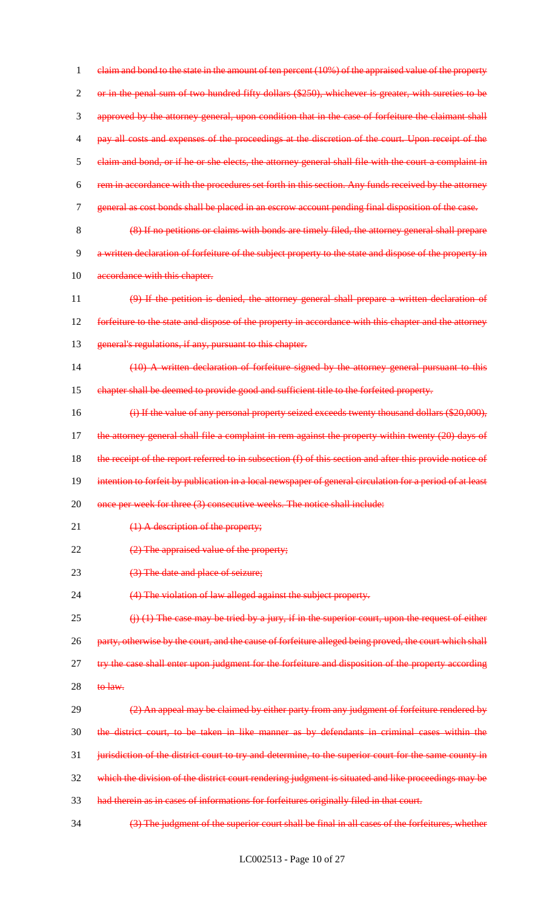claim and bond to the state in the amount of ten percent (10%) of the appraised value of the property or in the penal sum of two hundred fifty dollars ($250), whichever is greater, with sureties to be approved by the attorney general, upon condition that in the case of forfeiture the claimant shall pay all costs and expenses of the proceedings at the discretion of the court. Upon receipt of the claim and bond, or if he or she elects, the attorney general shall file with the court a complaint in rem in accordance with the procedures set forth in this section. Any funds received by the attorney general as cost bonds shall be placed in an escrow account pending final disposition of the case.

(8) If no petitions or claims with bonds are timely filed, the attorney general shall prepare a written declaration of forfeiture of the subject property to the state and dispose of the property in accordance with this chapter.

(9) If the petition is denied, the attorney general shall prepare a written declaration of forfeiture to the state and dispose of the property in accordance with this chapter and the attorney general's regulations, if any, pursuant to this chapter.

(10) A written declaration of forfeiture signed by the attorney general pursuant to this chapter shall be deemed to provide good and sufficient title to the forfeited property.

(i) If the value of any personal property seized exceeds twenty thousand dollars ($20,000), the attorney general shall file a complaint in rem against the property within twenty (20) days of the receipt of the report referred to in subsection (f) of this section and after this provide notice of intention to forfeit by publication in a local newspaper of general circulation for a period of at least once per week for three (3) consecutive weeks. The notice shall include:

(1) A description of the property;

(2) The appraised value of the property;

(3) The date and place of seizure;

(4) The violation of law alleged against the subject property.

(j) (1) The case may be tried by a jury, if in the superior court, upon the request of either party, otherwise by the court, and the cause of forfeiture alleged being proved, the court which shall try the case shall enter upon judgment for the forfeiture and disposition of the property according to law.

(2) An appeal may be claimed by either party from any judgment of forfeiture rendered by the district court, to be taken in like manner as by defendants in criminal cases within the jurisdiction of the district court to try and determine, to the superior court for the same county in which the division of the district court rendering judgment is situated and like proceedings may be had therein as in cases of informations for forfeitures originally filed in that court.

(3) The judgment of the superior court shall be final in all cases of the forfeitures, whether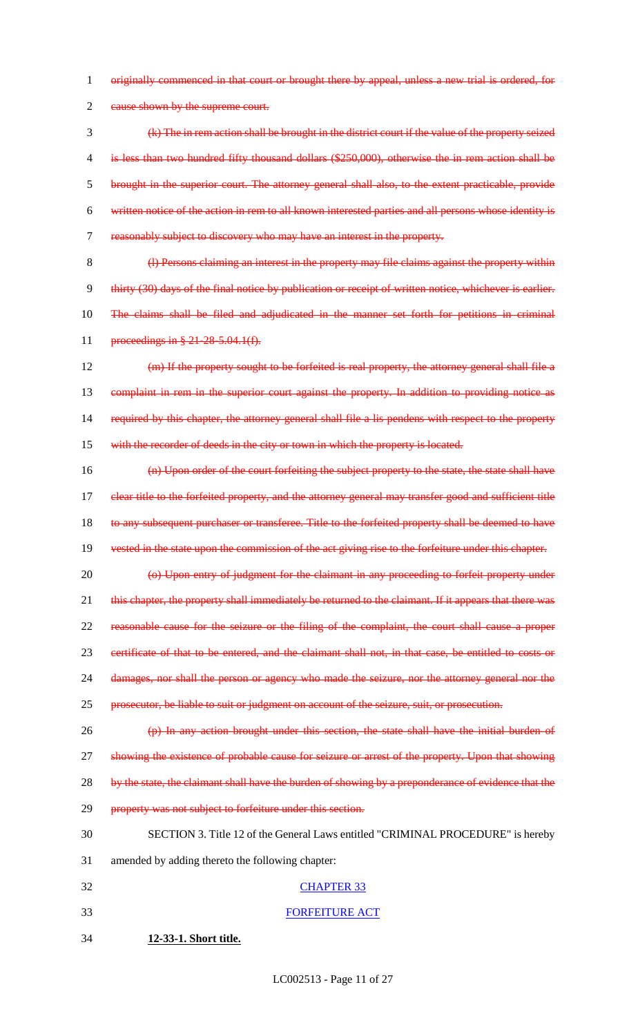~~originally commenced in that court or brought there by appeal, unless a new trial is ordered, for cause shown by the supreme court.~~

~~(k) The in rem action shall be brought in the district court if the value of the property seized is less than two hundred fifty thousand dollars ($250,000), otherwise the in rem action shall be brought in the superior court. The attorney general shall also, to the extent practicable, provide written notice of the action in rem to all known interested parties and all persons whose identity is reasonably subject to discovery who may have an interest in the property.~~

~~(l) Persons claiming an interest in the property may file claims against the property within thirty (30) days of the final notice by publication or receipt of written notice, whichever is earlier. The claims shall be filed and adjudicated in the manner set forth for petitions in criminal proceedings in § 21-28-5.04.1(f).~~

~~(m) If the property sought to be forfeited is real property, the attorney general shall file a complaint in rem in the superior court against the property. In addition to providing notice as required by this chapter, the attorney general shall file a lis pendens with respect to the property with the recorder of deeds in the city or town in which the property is located.~~

~~(n) Upon order of the court forfeiting the subject property to the state, the state shall have clear title to the forfeited property, and the attorney general may transfer good and sufficient title to any subsequent purchaser or transferee. Title to the forfeited property shall be deemed to have vested in the state upon the commission of the act giving rise to the forfeiture under this chapter.~~

~~(o) Upon entry of judgment for the claimant in any proceeding to forfeit property under this chapter, the property shall immediately be returned to the claimant. If it appears that there was reasonable cause for the seizure or the filing of the complaint, the court shall cause a proper certificate of that to be entered, and the claimant shall not, in that case, be entitled to costs or damages, nor shall the person or agency who made the seizure, nor the attorney general nor the prosecutor, be liable to suit or judgment on account of the seizure, suit, or prosecution.~~

~~(p) In any action brought under this section, the state shall have the initial burden of showing the existence of probable cause for seizure or arrest of the property. Upon that showing by the state, the claimant shall have the burden of showing by a preponderance of evidence that the property was not subject to forfeiture under this section.~~

SECTION 3. Title 12 of the General Laws entitled "CRIMINAL PROCEDURE" is hereby amended by adding thereto the following chapter:

<u>CHAPTER 33</u>

<u>FORFEITURE ACT</u>

**<u>12-33-1. Short title.</u>**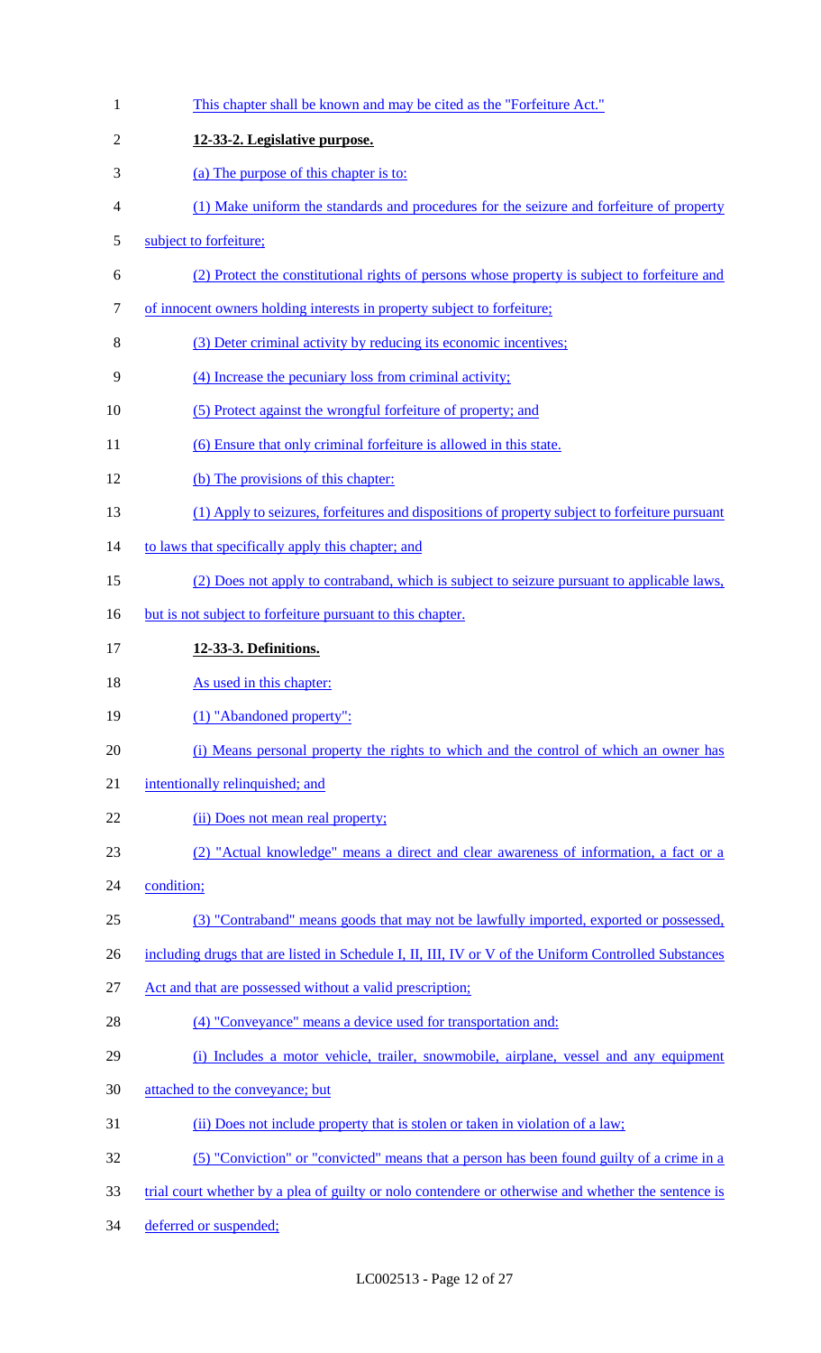This chapter shall be known and may be cited as the "Forfeiture Act."

**12-33-2. Legislative purpose.**

(a) The purpose of this chapter is to:

(1) Make uniform the standards and procedures for the seizure and forfeiture of property subject to forfeiture;

(2) Protect the constitutional rights of persons whose property is subject to forfeiture and of innocent owners holding interests in property subject to forfeiture;

(3) Deter criminal activity by reducing its economic incentives;

(4) Increase the pecuniary loss from criminal activity;

(5) Protect against the wrongful forfeiture of property; and

(6) Ensure that only criminal forfeiture is allowed in this state.

(b) The provisions of this chapter:

(1) Apply to seizures, forfeitures and dispositions of property subject to forfeiture pursuant to laws that specifically apply this chapter; and

(2) Does not apply to contraband, which is subject to seizure pursuant to applicable laws, but is not subject to forfeiture pursuant to this chapter.

**12-33-3. Definitions.**

As used in this chapter:

(1) "Abandoned property":

(i) Means personal property the rights to which and the control of which an owner has intentionally relinquished; and

(ii) Does not mean real property;

(2) "Actual knowledge" means a direct and clear awareness of information, a fact or a condition;

(3) "Contraband" means goods that may not be lawfully imported, exported or possessed, including drugs that are listed in Schedule I, II, III, IV or V of the Uniform Controlled Substances Act and that are possessed without a valid prescription;

(4) "Conveyance" means a device used for transportation and:

(i) Includes a motor vehicle, trailer, snowmobile, airplane, vessel and any equipment attached to the conveyance; but

(ii) Does not include property that is stolen or taken in violation of a law;

(5) "Conviction" or "convicted" means that a person has been found guilty of a crime in a trial court whether by a plea of guilty or nolo contendere or otherwise and whether the sentence is deferred or suspended;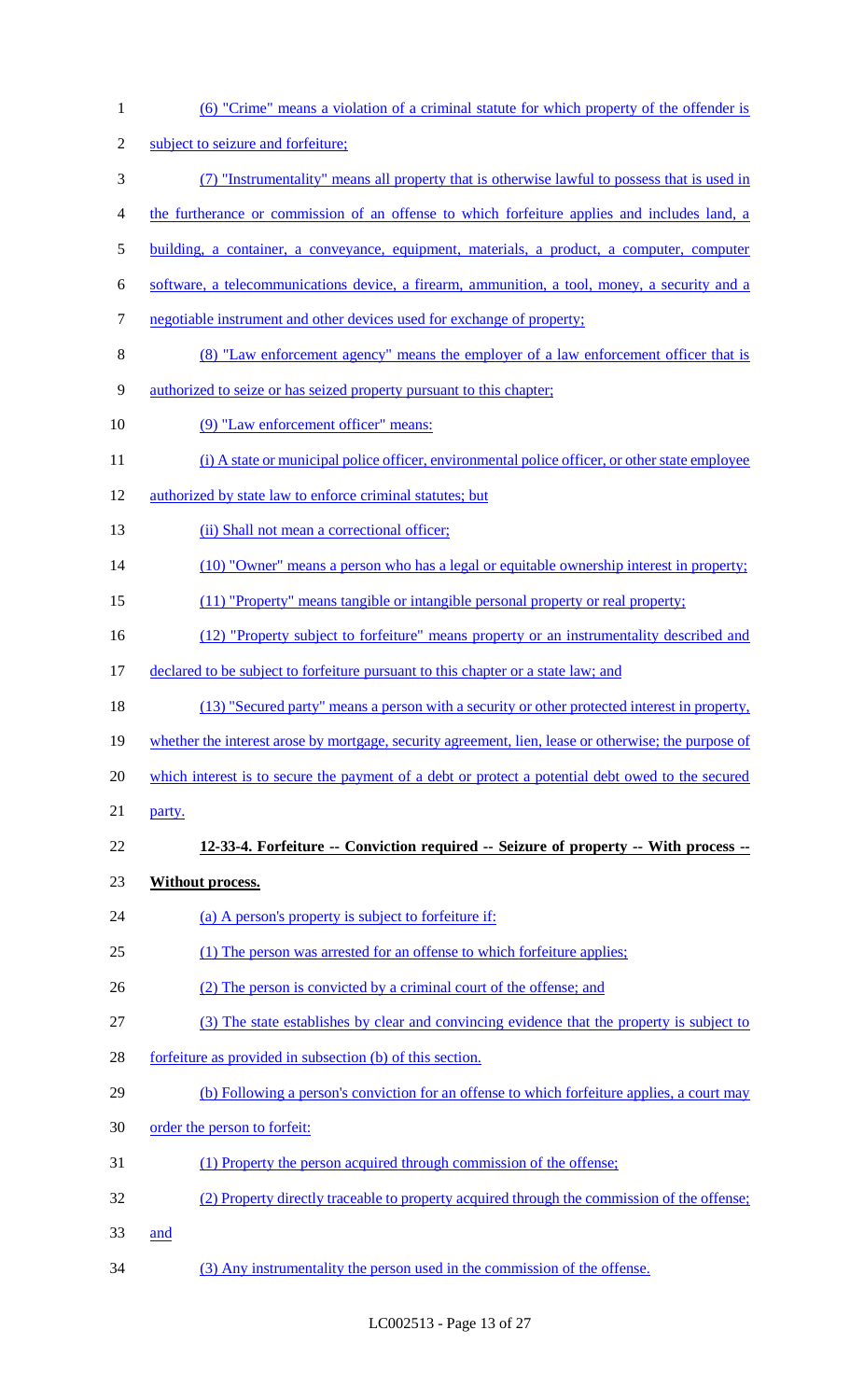(6) "Crime" means a violation of a criminal statute for which property of the offender is subject to seizure and forfeiture;

(7) "Instrumentality" means all property that is otherwise lawful to possess that is used in the furtherance or commission of an offense to which forfeiture applies and includes land, a building, a container, a conveyance, equipment, materials, a product, a computer, computer software, a telecommunications device, a firearm, ammunition, a tool, money, a security and a negotiable instrument and other devices used for exchange of property;

(8) "Law enforcement agency" means the employer of a law enforcement officer that is authorized to seize or has seized property pursuant to this chapter;

(9) "Law enforcement officer" means:

(i) A state or municipal police officer, environmental police officer, or other state employee authorized by state law to enforce criminal statutes; but

(ii) Shall not mean a correctional officer;

(10) "Owner" means a person who has a legal or equitable ownership interest in property;

(11) "Property" means tangible or intangible personal property or real property;

(12) "Property subject to forfeiture" means property or an instrumentality described and declared to be subject to forfeiture pursuant to this chapter or a state law; and

(13) "Secured party" means a person with a security or other protected interest in property, whether the interest arose by mortgage, security agreement, lien, lease or otherwise; the purpose of which interest is to secure the payment of a debt or protect a potential debt owed to the secured party.

**12-33-4. Forfeiture -- Conviction required -- Seizure of property -- With process -- Without process.**

(a) A person's property is subject to forfeiture if:

(1) The person was arrested for an offense to which forfeiture applies;

(2) The person is convicted by a criminal court of the offense; and

(3) The state establishes by clear and convincing evidence that the property is subject to forfeiture as provided in subsection (b) of this section.

(b) Following a person's conviction for an offense to which forfeiture applies, a court may order the person to forfeit:

(1) Property the person acquired through commission of the offense;

(2) Property directly traceable to property acquired through the commission of the offense; and

(3) Any instrumentality the person used in the commission of the offense.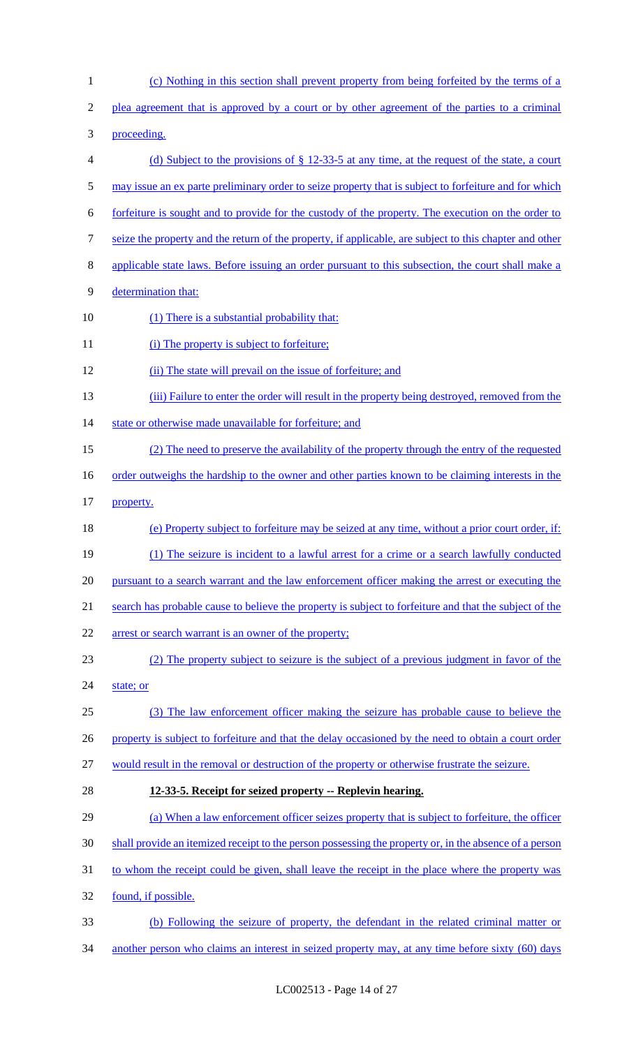(c) Nothing in this section shall prevent property from being forfeited by the terms of a plea agreement that is approved by a court or by other agreement of the parties to a criminal proceeding.

(d) Subject to the provisions of § 12-33-5 at any time, at the request of the state, a court may issue an ex parte preliminary order to seize property that is subject to forfeiture and for which forfeiture is sought and to provide for the custody of the property. The execution on the order to seize the property and the return of the property, if applicable, are subject to this chapter and other applicable state laws. Before issuing an order pursuant to this subsection, the court shall make a determination that:

(1) There is a substantial probability that:

(i) The property is subject to forfeiture;

(ii) The state will prevail on the issue of forfeiture; and

(iii) Failure to enter the order will result in the property being destroyed, removed from the state or otherwise made unavailable for forfeiture; and

(2) The need to preserve the availability of the property through the entry of the requested order outweighs the hardship to the owner and other parties known to be claiming interests in the property.

(e) Property subject to forfeiture may be seized at any time, without a prior court order, if:

(1) The seizure is incident to a lawful arrest for a crime or a search lawfully conducted pursuant to a search warrant and the law enforcement officer making the arrest or executing the search has probable cause to believe the property is subject to forfeiture and that the subject of the arrest or search warrant is an owner of the property;

(2) The property subject to seizure is the subject of a previous judgment in favor of the state; or

(3) The law enforcement officer making the seizure has probable cause to believe the property is subject to forfeiture and that the delay occasioned by the need to obtain a court order would result in the removal or destruction of the property or otherwise frustrate the seizure.

**12-33-5. Receipt for seized property -- Replevin hearing.**

(a) When a law enforcement officer seizes property that is subject to forfeiture, the officer shall provide an itemized receipt to the person possessing the property or, in the absence of a person to whom the receipt could be given, shall leave the receipt in the place where the property was found, if possible.

(b) Following the seizure of property, the defendant in the related criminal matter or another person who claims an interest in seized property may, at any time before sixty (60) days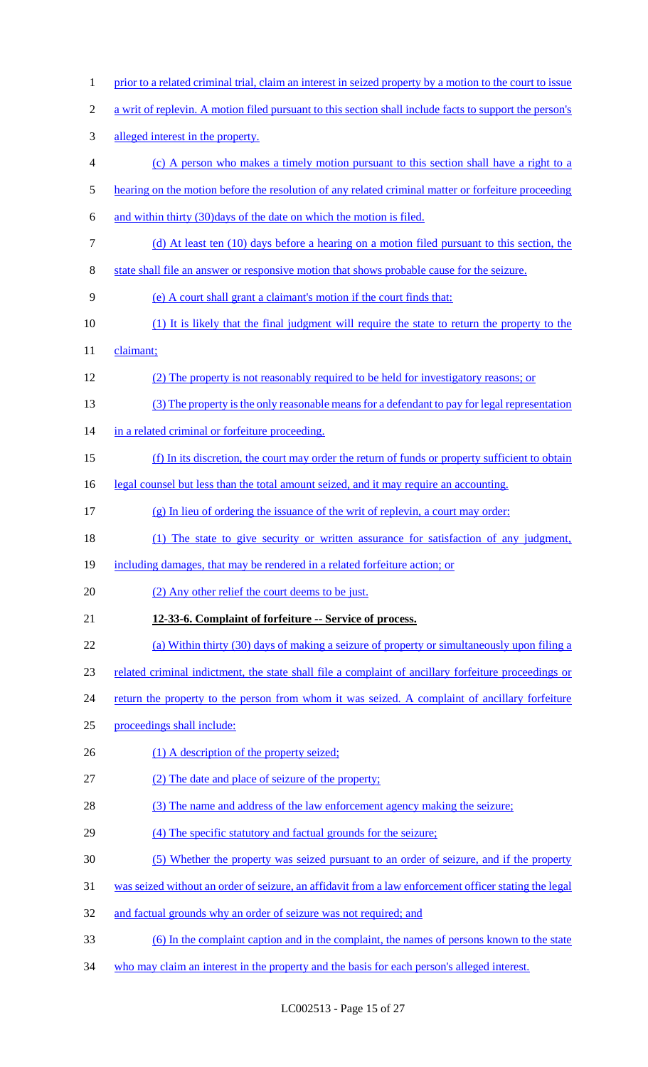prior to a related criminal trial, claim an interest in seized property by a motion to the court to issue a writ of replevin. A motion filed pursuant to this section shall include facts to support the person's alleged interest in the property.

(c) A person who makes a timely motion pursuant to this section shall have a right to a hearing on the motion before the resolution of any related criminal matter or forfeiture proceeding and within thirty (30)days of the date on which the motion is filed.

(d) At least ten (10) days before a hearing on a motion filed pursuant to this section, the state shall file an answer or responsive motion that shows probable cause for the seizure.

(e) A court shall grant a claimant's motion if the court finds that:

(1) It is likely that the final judgment will require the state to return the property to the claimant;

(2) The property is not reasonably required to be held for investigatory reasons; or

(3) The property is the only reasonable means for a defendant to pay for legal representation in a related criminal or forfeiture proceeding.

(f) In its discretion, the court may order the return of funds or property sufficient to obtain legal counsel but less than the total amount seized, and it may require an accounting.

(g) In lieu of ordering the issuance of the writ of replevin, a court may order:

(1) The state to give security or written assurance for satisfaction of any judgment, including damages, that may be rendered in a related forfeiture action; or

(2) Any other relief the court deems to be just.

**12-33-6. Complaint of forfeiture -- Service of process.**

(a) Within thirty (30) days of making a seizure of property or simultaneously upon filing a related criminal indictment, the state shall file a complaint of ancillary forfeiture proceedings or return the property to the person from whom it was seized. A complaint of ancillary forfeiture proceedings shall include:

(1) A description of the property seized;

(2) The date and place of seizure of the property;

(3) The name and address of the law enforcement agency making the seizure;

(4) The specific statutory and factual grounds for the seizure;

(5) Whether the property was seized pursuant to an order of seizure, and if the property was seized without an order of seizure, an affidavit from a law enforcement officer stating the legal and factual grounds why an order of seizure was not required; and

(6) In the complaint caption and in the complaint, the names of persons known to the state who may claim an interest in the property and the basis for each person's alleged interest.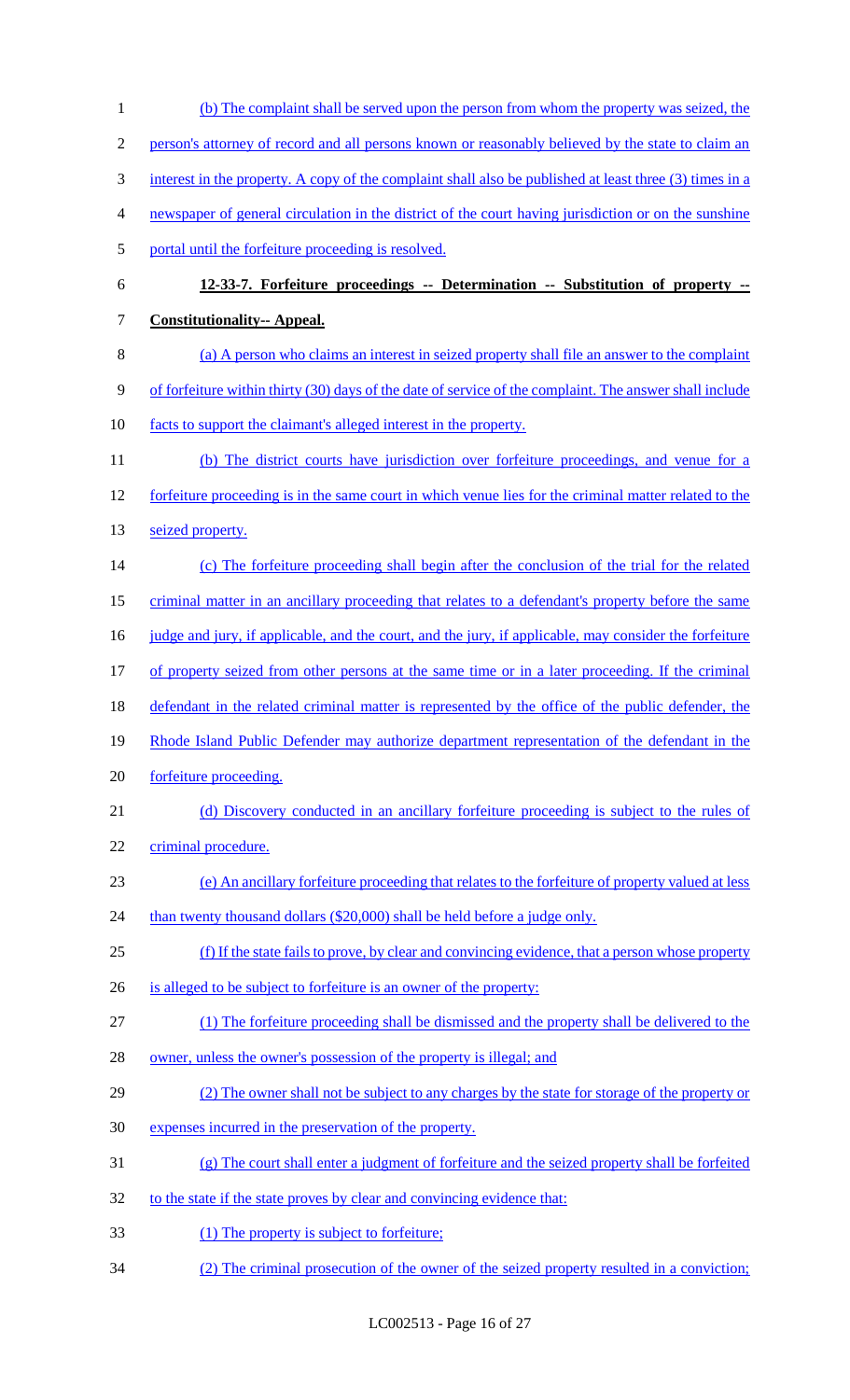(b) The complaint shall be served upon the person from whom the property was seized, the person's attorney of record and all persons known or reasonably believed by the state to claim an interest in the property. A copy of the complaint shall also be published at least three (3) times in a newspaper of general circulation in the district of the court having jurisdiction or on the sunshine portal until the forfeiture proceeding is resolved.

**12-33-7. Forfeiture proceedings -- Determination -- Substitution of property -- Constitutionality-- Appeal.**

(a) A person who claims an interest in seized property shall file an answer to the complaint of forfeiture within thirty (30) days of the date of service of the complaint. The answer shall include facts to support the claimant's alleged interest in the property.

(b) The district courts have jurisdiction over forfeiture proceedings, and venue for a forfeiture proceeding is in the same court in which venue lies for the criminal matter related to the seized property.

(c) The forfeiture proceeding shall begin after the conclusion of the trial for the related criminal matter in an ancillary proceeding that relates to a defendant's property before the same judge and jury, if applicable, and the court, and the jury, if applicable, may consider the forfeiture of property seized from other persons at the same time or in a later proceeding. If the criminal defendant in the related criminal matter is represented by the office of the public defender, the Rhode Island Public Defender may authorize department representation of the defendant in the forfeiture proceeding.

(d) Discovery conducted in an ancillary forfeiture proceeding is subject to the rules of criminal procedure.

(e) An ancillary forfeiture proceeding that relates to the forfeiture of property valued at less than twenty thousand dollars ($20,000) shall be held before a judge only.

(f) If the state fails to prove, by clear and convincing evidence, that a person whose property is alleged to be subject to forfeiture is an owner of the property:

(1) The forfeiture proceeding shall be dismissed and the property shall be delivered to the owner, unless the owner's possession of the property is illegal; and

(2) The owner shall not be subject to any charges by the state for storage of the property or expenses incurred in the preservation of the property.

(g) The court shall enter a judgment of forfeiture and the seized property shall be forfeited to the state if the state proves by clear and convincing evidence that:

(1) The property is subject to forfeiture;

(2) The criminal prosecution of the owner of the seized property resulted in a conviction;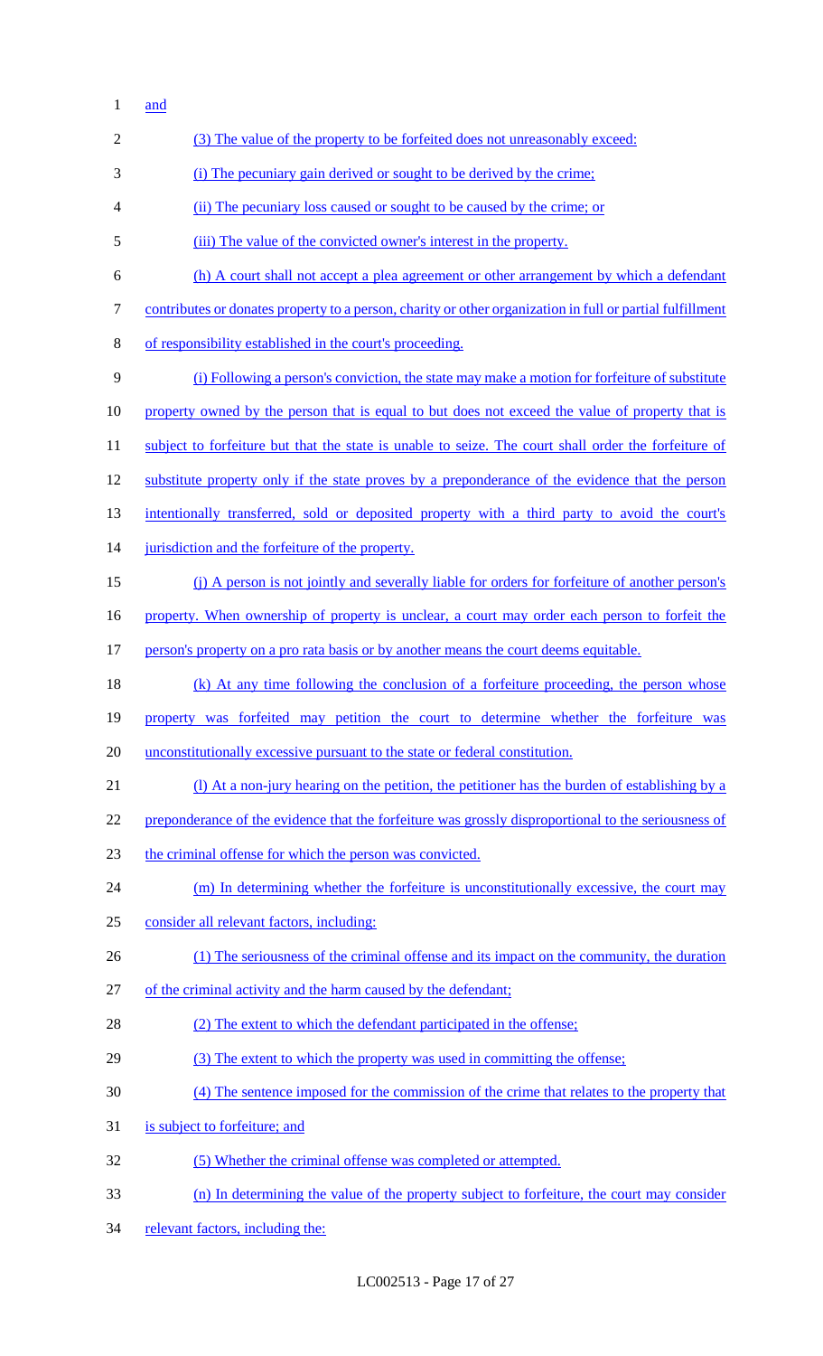and

(3) The value of the property to be forfeited does not unreasonably exceed:

(i) The pecuniary gain derived or sought to be derived by the crime;

(ii) The pecuniary loss caused or sought to be caused by the crime; or

(iii) The value of the convicted owner's interest in the property.

(h) A court shall not accept a plea agreement or other arrangement by which a defendant contributes or donates property to a person, charity or other organization in full or partial fulfillment of responsibility established in the court's proceeding.

(i) Following a person's conviction, the state may make a motion for forfeiture of substitute property owned by the person that is equal to but does not exceed the value of property that is subject to forfeiture but that the state is unable to seize. The court shall order the forfeiture of substitute property only if the state proves by a preponderance of the evidence that the person intentionally transferred, sold or deposited property with a third party to avoid the court's jurisdiction and the forfeiture of the property.

(j) A person is not jointly and severally liable for orders for forfeiture of another person's property. When ownership of property is unclear, a court may order each person to forfeit the person's property on a pro rata basis or by another means the court deems equitable.

(k) At any time following the conclusion of a forfeiture proceeding, the person whose property was forfeited may petition the court to determine whether the forfeiture was unconstitutionally excessive pursuant to the state or federal constitution.

(l) At a non-jury hearing on the petition, the petitioner has the burden of establishing by a preponderance of the evidence that the forfeiture was grossly disproportional to the seriousness of the criminal offense for which the person was convicted.

(m) In determining whether the forfeiture is unconstitutionally excessive, the court may consider all relevant factors, including:

(1) The seriousness of the criminal offense and its impact on the community, the duration of the criminal activity and the harm caused by the defendant;

(2) The extent to which the defendant participated in the offense;

(3) The extent to which the property was used in committing the offense;

(4) The sentence imposed for the commission of the crime that relates to the property that is subject to forfeiture; and

(5) Whether the criminal offense was completed or attempted.

(n) In determining the value of the property subject to forfeiture, the court may consider relevant factors, including the: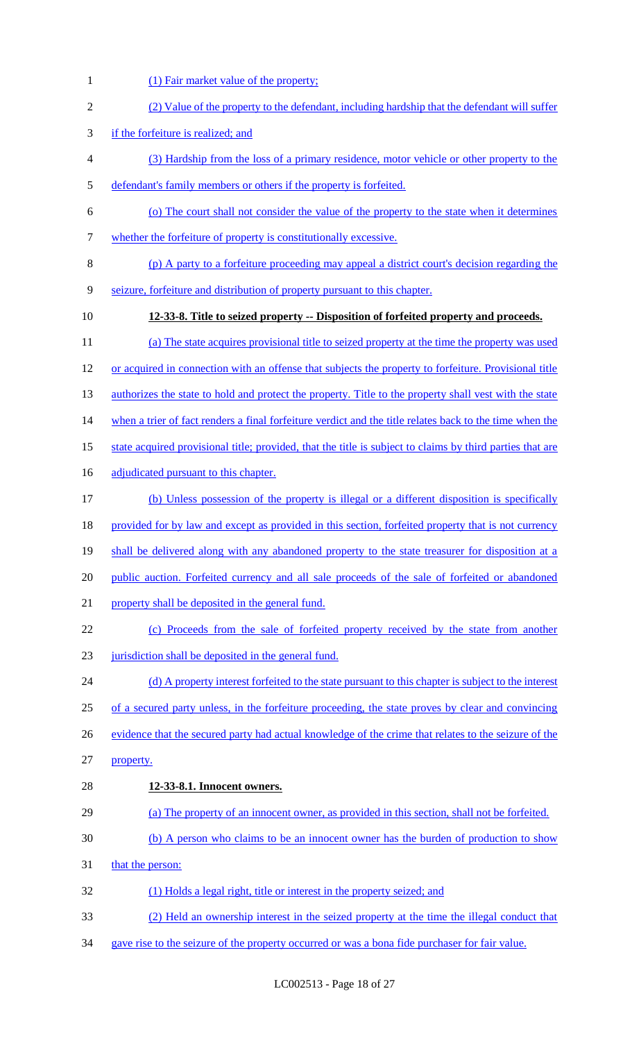(1) Fair market value of the property;

(2) Value of the property to the defendant, including hardship that the defendant will suffer if the forfeiture is realized; and

(3) Hardship from the loss of a primary residence, motor vehicle or other property to the defendant's family members or others if the property is forfeited.

(o) The court shall not consider the value of the property to the state when it determines whether the forfeiture of property is constitutionally excessive.

(p) A party to a forfeiture proceeding may appeal a district court's decision regarding the seizure, forfeiture and distribution of property pursuant to this chapter.

**12-33-8. Title to seized property -- Disposition of forfeited property and proceeds.**

(a) The state acquires provisional title to seized property at the time the property was used or acquired in connection with an offense that subjects the property to forfeiture. Provisional title authorizes the state to hold and protect the property. Title to the property shall vest with the state when a trier of fact renders a final forfeiture verdict and the title relates back to the time when the state acquired provisional title; provided, that the title is subject to claims by third parties that are adjudicated pursuant to this chapter.

(b) Unless possession of the property is illegal or a different disposition is specifically provided for by law and except as provided in this section, forfeited property that is not currency shall be delivered along with any abandoned property to the state treasurer for disposition at a public auction. Forfeited currency and all sale proceeds of the sale of forfeited or abandoned property shall be deposited in the general fund.

(c) Proceeds from the sale of forfeited property received by the state from another jurisdiction shall be deposited in the general fund.

(d) A property interest forfeited to the state pursuant to this chapter is subject to the interest of a secured party unless, in the forfeiture proceeding, the state proves by clear and convincing evidence that the secured party had actual knowledge of the crime that relates to the seizure of the property.

**12-33-8.1. Innocent owners.**

(a) The property of an innocent owner, as provided in this section, shall not be forfeited.

(b) A person who claims to be an innocent owner has the burden of production to show that the person:

(1) Holds a legal right, title or interest in the property seized; and

(2) Held an ownership interest in the seized property at the time the illegal conduct that gave rise to the seizure of the property occurred or was a bona fide purchaser for fair value.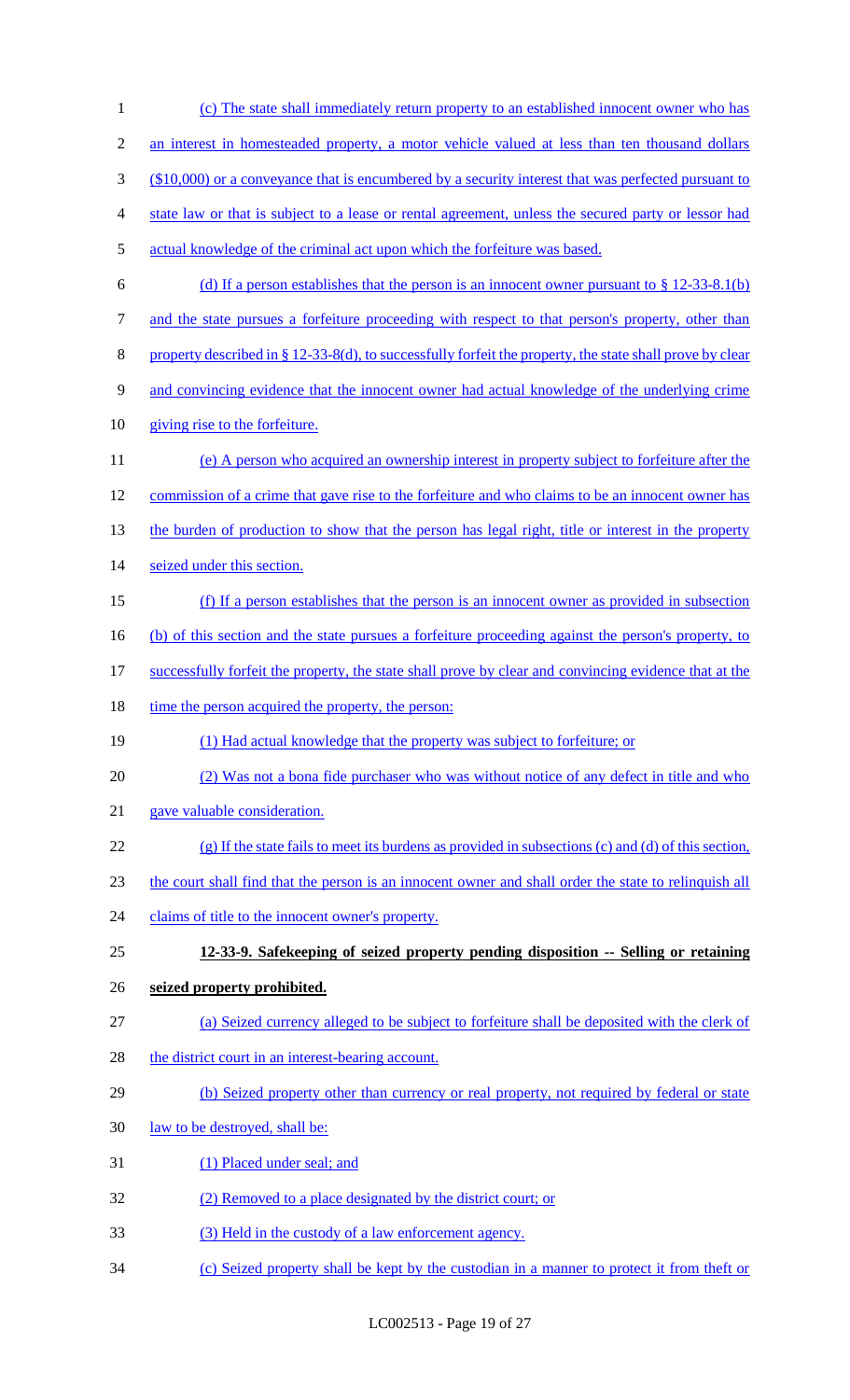(c) The state shall immediately return property to an established innocent owner who has an interest in homesteaded property, a motor vehicle valued at less than ten thousand dollars ($10,000) or a conveyance that is encumbered by a security interest that was perfected pursuant to state law or that is subject to a lease or rental agreement, unless the secured party or lessor had actual knowledge of the criminal act upon which the forfeiture was based.

(d) If a person establishes that the person is an innocent owner pursuant to § 12-33-8.1(b) and the state pursues a forfeiture proceeding with respect to that person's property, other than property described in § 12-33-8(d), to successfully forfeit the property, the state shall prove by clear and convincing evidence that the innocent owner had actual knowledge of the underlying crime giving rise to the forfeiture.

(e) A person who acquired an ownership interest in property subject to forfeiture after the commission of a crime that gave rise to the forfeiture and who claims to be an innocent owner has the burden of production to show that the person has legal right, title or interest in the property seized under this section.

(f) If a person establishes that the person is an innocent owner as provided in subsection (b) of this section and the state pursues a forfeiture proceeding against the person's property, to successfully forfeit the property, the state shall prove by clear and convincing evidence that at the time the person acquired the property, the person:

(1) Had actual knowledge that the property was subject to forfeiture; or

(2) Was not a bona fide purchaser who was without notice of any defect in title and who gave valuable consideration.

(g) If the state fails to meet its burdens as provided in subsections (c) and (d) of this section, the court shall find that the person is an innocent owner and shall order the state to relinquish all claims of title to the innocent owner's property.

**12-33-9. Safekeeping of seized property pending disposition -- Selling or retaining seized property prohibited.**

(a) Seized currency alleged to be subject to forfeiture shall be deposited with the clerk of the district court in an interest-bearing account.

(b) Seized property other than currency or real property, not required by federal or state law to be destroyed, shall be:

(1) Placed under seal; and

(2) Removed to a place designated by the district court; or

(3) Held in the custody of a law enforcement agency.

(c) Seized property shall be kept by the custodian in a manner to protect it from theft or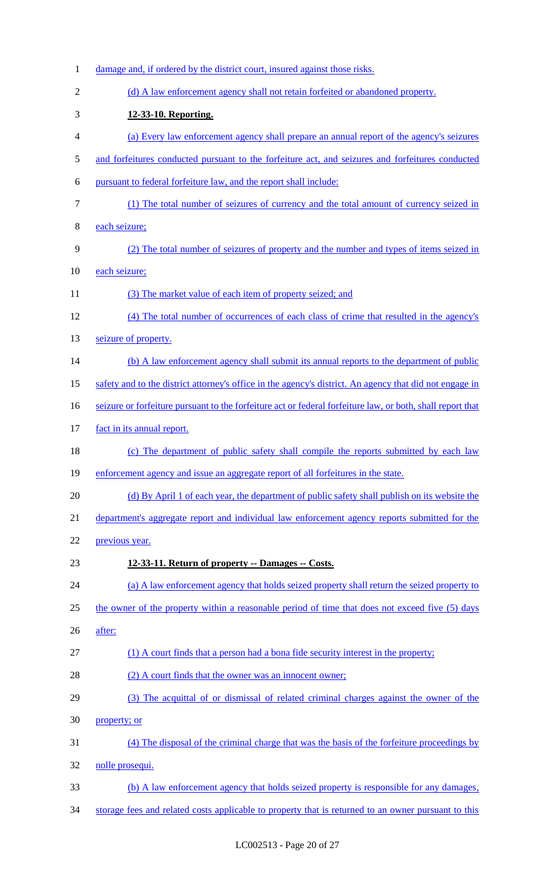damage and, if ordered by the district court, insured against those risks.

(d) A law enforcement agency shall not retain forfeited or abandoned property.

**12-33-10. Reporting.**

(a) Every law enforcement agency shall prepare an annual report of the agency's seizures and forfeitures conducted pursuant to the forfeiture act, and seizures and forfeitures conducted pursuant to federal forfeiture law, and the report shall include:

(1) The total number of seizures of currency and the total amount of currency seized in each seizure;

(2) The total number of seizures of property and the number and types of items seized in each seizure;

(3) The market value of each item of property seized; and

(4) The total number of occurrences of each class of crime that resulted in the agency's seizure of property.

(b) A law enforcement agency shall submit its annual reports to the department of public safety and to the district attorney's office in the agency's district. An agency that did not engage in seizure or forfeiture pursuant to the forfeiture act or federal forfeiture law, or both, shall report that fact in its annual report.

(c) The department of public safety shall compile the reports submitted by each law enforcement agency and issue an aggregate report of all forfeitures in the state.

(d) By April 1 of each year, the department of public safety shall publish on its website the department's aggregate report and individual law enforcement agency reports submitted for the previous year.

**12-33-11. Return of property -- Damages -- Costs.**

(a) A law enforcement agency that holds seized property shall return the seized property to the owner of the property within a reasonable period of time that does not exceed five (5) days after:

(1) A court finds that a person had a bona fide security interest in the property;

(2) A court finds that the owner was an innocent owner;

(3) The acquittal of or dismissal of related criminal charges against the owner of the property; or

(4) The disposal of the criminal charge that was the basis of the forfeiture proceedings by nolle prosequi.

(b) A law enforcement agency that holds seized property is responsible for any damages, storage fees and related costs applicable to property that is returned to an owner pursuant to this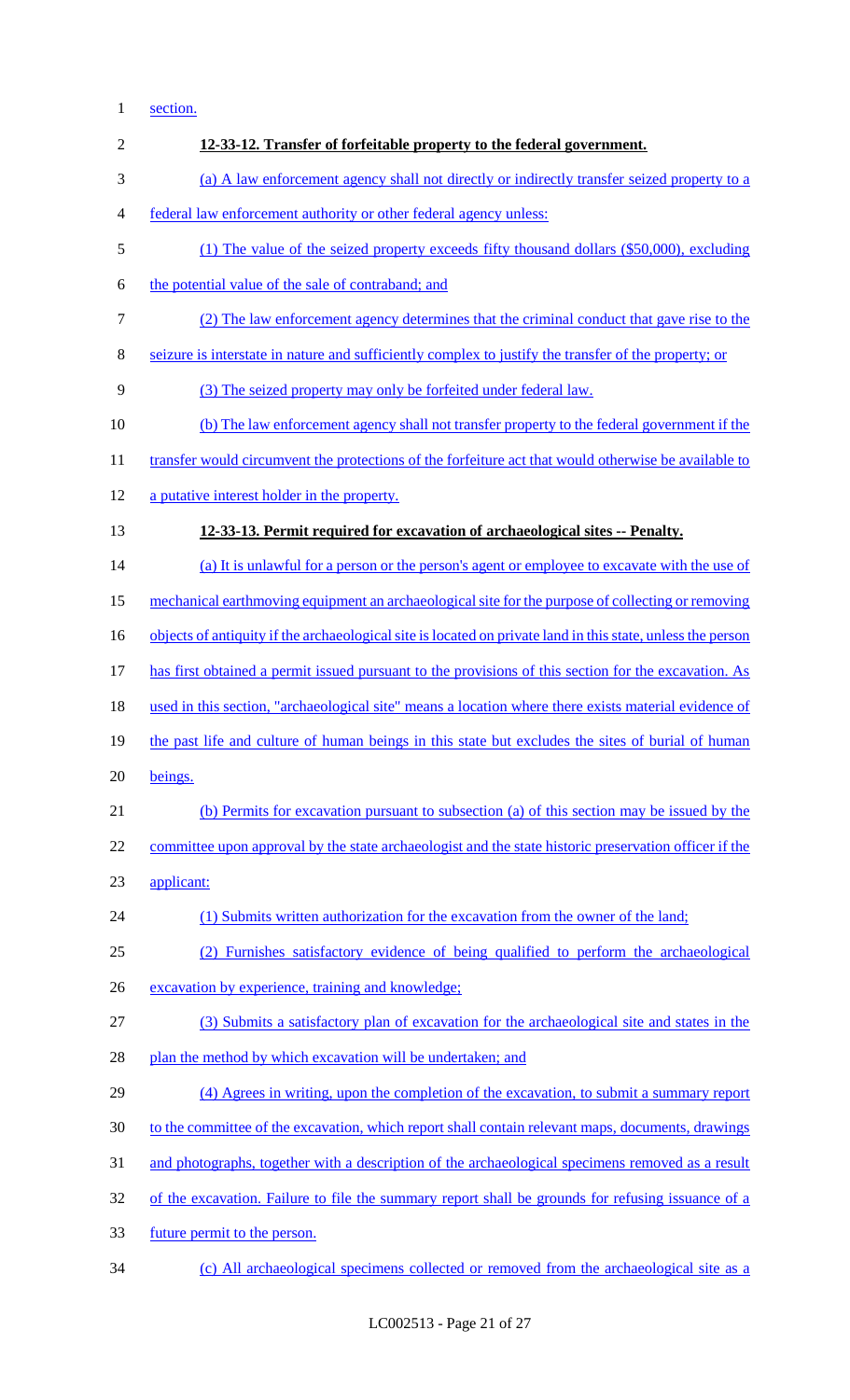section.

**12-33-12. Transfer of forfeitable property to the federal government.**

(a) A law enforcement agency shall not directly or indirectly transfer seized property to a federal law enforcement authority or other federal agency unless:

(1) The value of the seized property exceeds fifty thousand dollars ($50,000), excluding the potential value of the sale of contraband; and

(2) The law enforcement agency determines that the criminal conduct that gave rise to the seizure is interstate in nature and sufficiently complex to justify the transfer of the property; or

(3) The seized property may only be forfeited under federal law.

(b) The law enforcement agency shall not transfer property to the federal government if the transfer would circumvent the protections of the forfeiture act that would otherwise be available to a putative interest holder in the property.

**12-33-13. Permit required for excavation of archaeological sites -- Penalty.**

(a) It is unlawful for a person or the person's agent or employee to excavate with the use of mechanical earthmoving equipment an archaeological site for the purpose of collecting or removing objects of antiquity if the archaeological site is located on private land in this state, unless the person has first obtained a permit issued pursuant to the provisions of this section for the excavation. As used in this section, "archaeological site" means a location where there exists material evidence of the past life and culture of human beings in this state but excludes the sites of burial of human beings.

(b) Permits for excavation pursuant to subsection (a) of this section may be issued by the committee upon approval by the state archaeologist and the state historic preservation officer if the applicant:

(1) Submits written authorization for the excavation from the owner of the land;

(2) Furnishes satisfactory evidence of being qualified to perform the archaeological excavation by experience, training and knowledge;

(3) Submits a satisfactory plan of excavation for the archaeological site and states in the plan the method by which excavation will be undertaken; and

(4) Agrees in writing, upon the completion of the excavation, to submit a summary report to the committee of the excavation, which report shall contain relevant maps, documents, drawings and photographs, together with a description of the archaeological specimens removed as a result of the excavation. Failure to file the summary report shall be grounds for refusing issuance of a future permit to the person.

(c) All archaeological specimens collected or removed from the archaeological site as a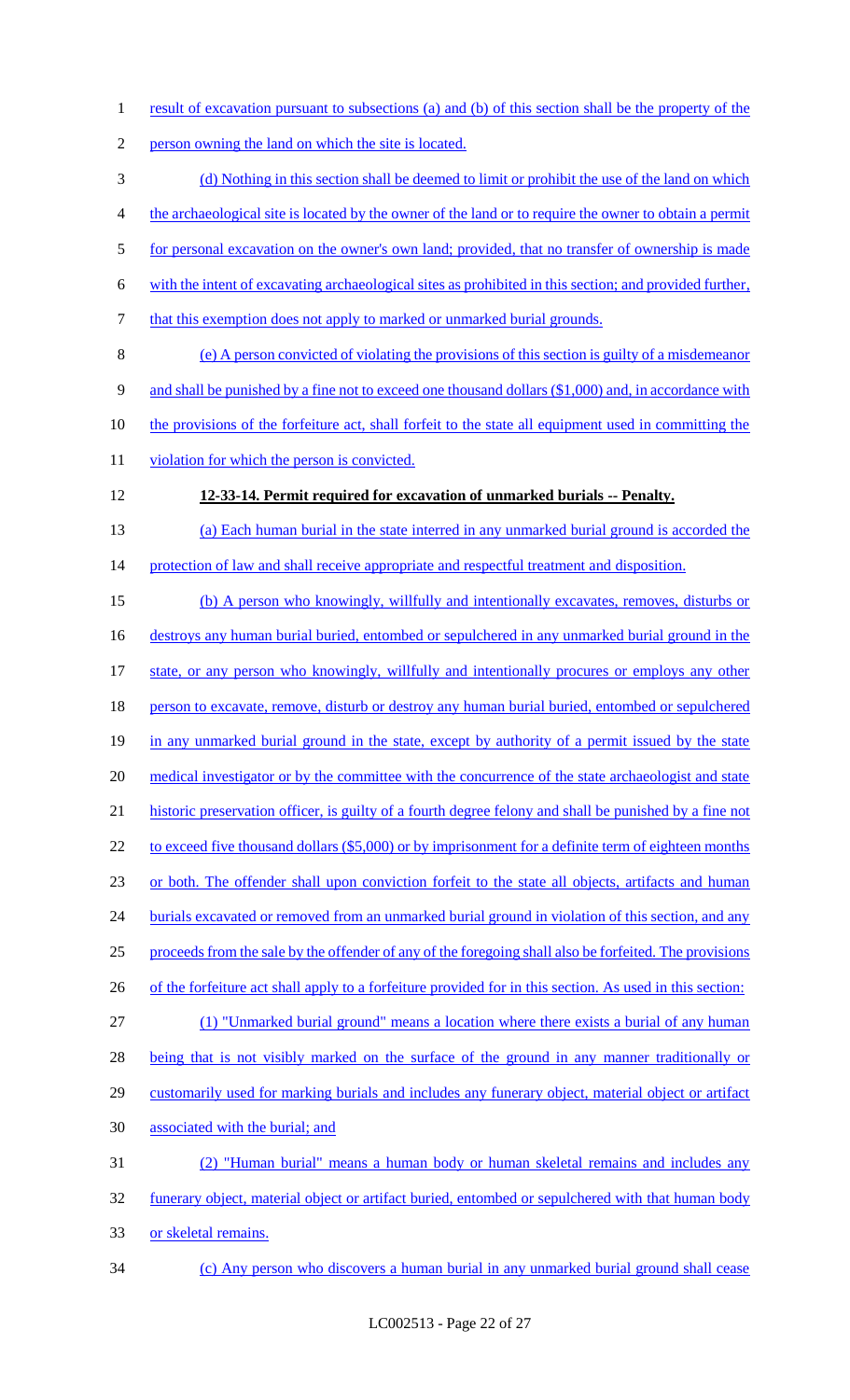result of excavation pursuant to subsections (a) and (b) of this section shall be the property of the person owning the land on which the site is located.

(d) Nothing in this section shall be deemed to limit or prohibit the use of the land on which the archaeological site is located by the owner of the land or to require the owner to obtain a permit for personal excavation on the owner's own land; provided, that no transfer of ownership is made with the intent of excavating archaeological sites as prohibited in this section; and provided further, that this exemption does not apply to marked or unmarked burial grounds.

(e) A person convicted of violating the provisions of this section is guilty of a misdemeanor and shall be punished by a fine not to exceed one thousand dollars ($1,000) and, in accordance with the provisions of the forfeiture act, shall forfeit to the state all equipment used in committing the violation for which the person is convicted.

**12-33-14. Permit required for excavation of unmarked burials -- Penalty.**

(a) Each human burial in the state interred in any unmarked burial ground is accorded the protection of law and shall receive appropriate and respectful treatment and disposition.

(b) A person who knowingly, willfully and intentionally excavates, removes, disturbs or destroys any human burial buried, entombed or sepulchered in any unmarked burial ground in the state, or any person who knowingly, willfully and intentionally procures or employs any other person to excavate, remove, disturb or destroy any human burial buried, entombed or sepulchered in any unmarked burial ground in the state, except by authority of a permit issued by the state medical investigator or by the committee with the concurrence of the state archaeologist and state historic preservation officer, is guilty of a fourth degree felony and shall be punished by a fine not to exceed five thousand dollars ($5,000) or by imprisonment for a definite term of eighteen months or both. The offender shall upon conviction forfeit to the state all objects, artifacts and human burials excavated or removed from an unmarked burial ground in violation of this section, and any proceeds from the sale by the offender of any of the foregoing shall also be forfeited. The provisions of the forfeiture act shall apply to a forfeiture provided for in this section. As used in this section:

(1) "Unmarked burial ground" means a location where there exists a burial of any human being that is not visibly marked on the surface of the ground in any manner traditionally or customarily used for marking burials and includes any funerary object, material object or artifact associated with the burial; and

(2) "Human burial" means a human body or human skeletal remains and includes any funerary object, material object or artifact buried, entombed or sepulchered with that human body or skeletal remains.

(c) Any person who discovers a human burial in any unmarked burial ground shall cease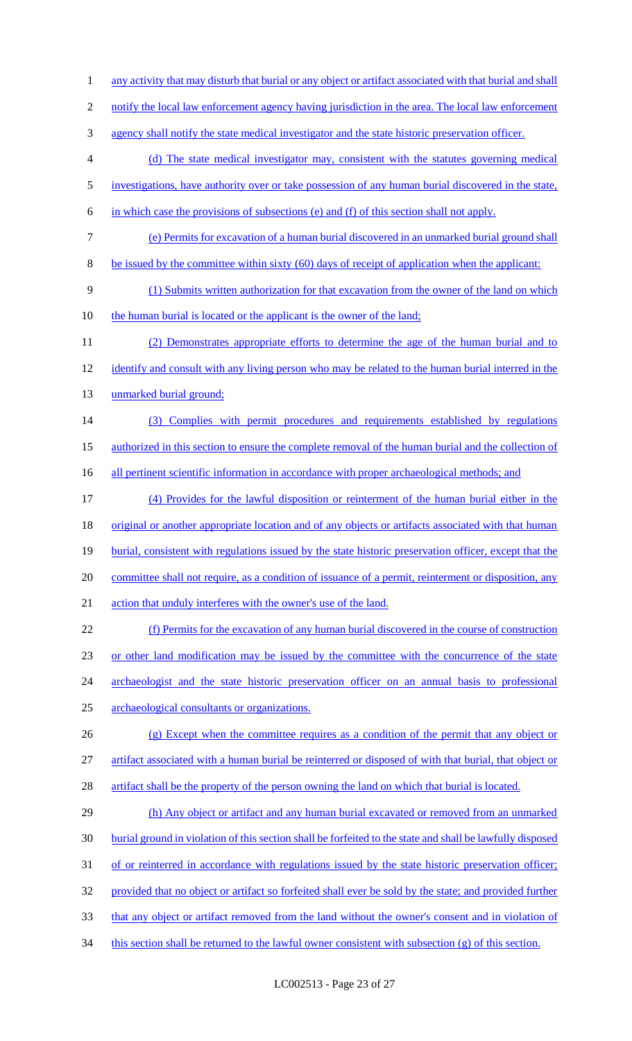any activity that may disturb that burial or any object or artifact associated with that burial and shall notify the local law enforcement agency having jurisdiction in the area. The local law enforcement agency shall notify the state medical investigator and the state historic preservation officer.

(d) The state medical investigator may, consistent with the statutes governing medical investigations, have authority over or take possession of any human burial discovered in the state, in which case the provisions of subsections (e) and (f) of this section shall not apply.

(e) Permits for excavation of a human burial discovered in an unmarked burial ground shall be issued by the committee within sixty (60) days of receipt of application when the applicant:

(1) Submits written authorization for that excavation from the owner of the land on which the human burial is located or the applicant is the owner of the land;

(2) Demonstrates appropriate efforts to determine the age of the human burial and to identify and consult with any living person who may be related to the human burial interred in the unmarked burial ground;

(3) Complies with permit procedures and requirements established by regulations authorized in this section to ensure the complete removal of the human burial and the collection of all pertinent scientific information in accordance with proper archaeological methods; and

(4) Provides for the lawful disposition or reinterment of the human burial either in the original or another appropriate location and of any objects or artifacts associated with that human burial, consistent with regulations issued by the state historic preservation officer, except that the committee shall not require, as a condition of issuance of a permit, reinterment or disposition, any action that unduly interferes with the owner's use of the land.

(f) Permits for the excavation of any human burial discovered in the course of construction or other land modification may be issued by the committee with the concurrence of the state archaeologist and the state historic preservation officer on an annual basis to professional archaeological consultants or organizations.

(g) Except when the committee requires as a condition of the permit that any object or artifact associated with a human burial be reinterred or disposed of with that burial, that object or artifact shall be the property of the person owning the land on which that burial is located.

(h) Any object or artifact and any human burial excavated or removed from an unmarked burial ground in violation of this section shall be forfeited to the state and shall be lawfully disposed of or reinterred in accordance with regulations issued by the state historic preservation officer; provided that no object or artifact so forfeited shall ever be sold by the state; and provided further that any object or artifact removed from the land without the owner's consent and in violation of this section shall be returned to the lawful owner consistent with subsection (g) of this section.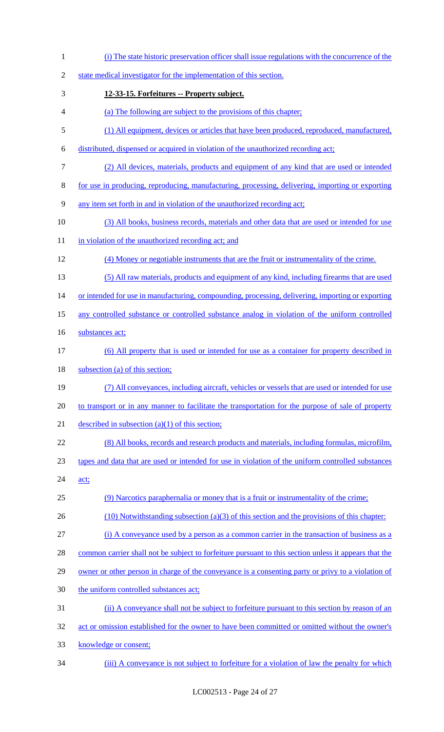(i) The state historic preservation officer shall issue regulations with the concurrence of the state medical investigator for the implementation of this section.

**12-33-15. Forfeitures -- Property subject.**

(a) The following are subject to the provisions of this chapter;

(1) All equipment, devices or articles that have been produced, reproduced, manufactured, distributed, dispensed or acquired in violation of the unauthorized recording act;

(2) All devices, materials, products and equipment of any kind that are used or intended for use in producing, reproducing, manufacturing, processing, delivering, importing or exporting any item set forth in and in violation of the unauthorized recording act;

(3) All books, business records, materials and other data that are used or intended for use in violation of the unauthorized recording act; and

(4) Money or negotiable instruments that are the fruit or instrumentality of the crime.

(5) All raw materials, products and equipment of any kind, including firearms that are used or intended for use in manufacturing, compounding, processing, delivering, importing or exporting any controlled substance or controlled substance analog in violation of the uniform controlled substances act;

(6) All property that is used or intended for use as a container for property described in subsection (a) of this section;

(7) All conveyances, including aircraft, vehicles or vessels that are used or intended for use to transport or in any manner to facilitate the transportation for the purpose of sale of property described in subsection (a)(1) of this section;

(8) All books, records and research products and materials, including formulas, microfilm, tapes and data that are used or intended for use in violation of the uniform controlled substances act;

(9) Narcotics paraphernalia or money that is a fruit or instrumentality of the crime;

(10) Notwithstanding subsection (a)(3) of this section and the provisions of this chapter:

(i) A conveyance used by a person as a common carrier in the transaction of business as a common carrier shall not be subject to forfeiture pursuant to this section unless it appears that the owner or other person in charge of the conveyance is a consenting party or privy to a violation of the uniform controlled substances act;

(ii) A conveyance shall not be subject to forfeiture pursuant to this section by reason of an act or omission established for the owner to have been committed or omitted without the owner's knowledge or consent;

(iii) A conveyance is not subject to forfeiture for a violation of law the penalty for which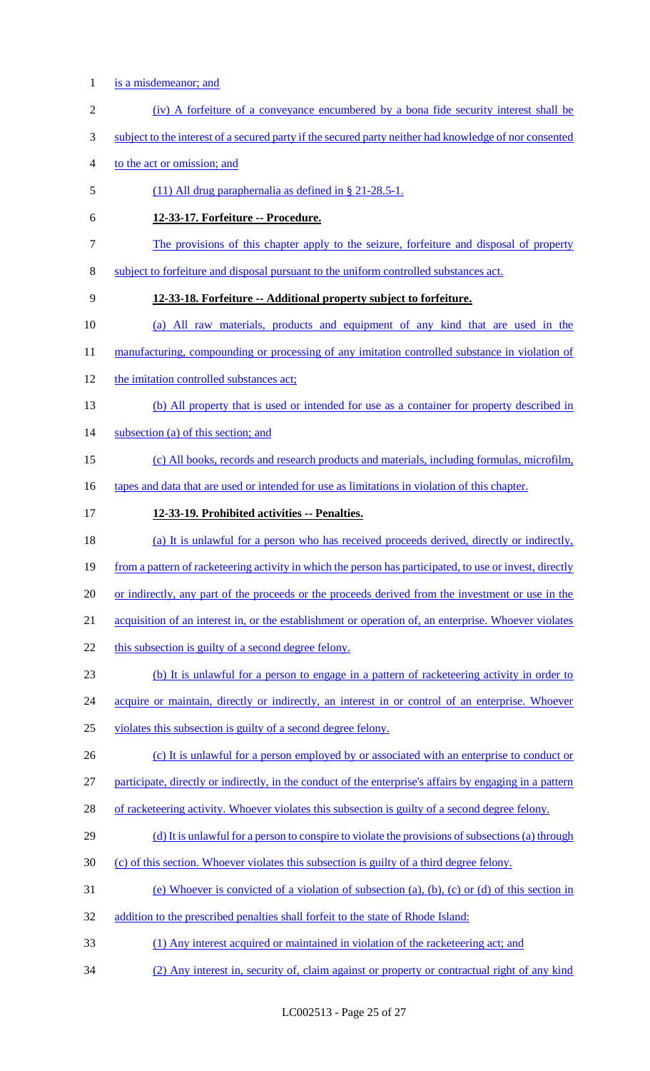is a misdemeanor; and

(iv) A forfeiture of a conveyance encumbered by a bona fide security interest shall be subject to the interest of a secured party if the secured party neither had knowledge of nor consented to the act or omission; and

(11) All drug paraphernalia as defined in § 21-28.5-1.

**12-33-17. Forfeiture -- Procedure.**

The provisions of this chapter apply to the seizure, forfeiture and disposal of property subject to forfeiture and disposal pursuant to the uniform controlled substances act.

**12-33-18. Forfeiture -- Additional property subject to forfeiture.**

(a) All raw materials, products and equipment of any kind that are used in the manufacturing, compounding or processing of any imitation controlled substance in violation of the imitation controlled substances act;

(b) All property that is used or intended for use as a container for property described in subsection (a) of this section; and

(c) All books, records and research products and materials, including formulas, microfilm, tapes and data that are used or intended for use as limitations in violation of this chapter.

**12-33-19. Prohibited activities -- Penalties.**

(a) It is unlawful for a person who has received proceeds derived, directly or indirectly, from a pattern of racketeering activity in which the person has participated, to use or invest, directly or indirectly, any part of the proceeds or the proceeds derived from the investment or use in the acquisition of an interest in, or the establishment or operation of, an enterprise. Whoever violates this subsection is guilty of a second degree felony.

(b) It is unlawful for a person to engage in a pattern of racketeering activity in order to acquire or maintain, directly or indirectly, an interest in or control of an enterprise. Whoever violates this subsection is guilty of a second degree felony.

(c) It is unlawful for a person employed by or associated with an enterprise to conduct or participate, directly or indirectly, in the conduct of the enterprise's affairs by engaging in a pattern of racketeering activity. Whoever violates this subsection is guilty of a second degree felony.

(d) It is unlawful for a person to conspire to violate the provisions of subsections (a) through (c) of this section. Whoever violates this subsection is guilty of a third degree felony.

(e) Whoever is convicted of a violation of subsection (a), (b), (c) or (d) of this section in addition to the prescribed penalties shall forfeit to the state of Rhode Island:

(1) Any interest acquired or maintained in violation of the racketeering act; and

(2) Any interest in, security of, claim against or property or contractual right of any kind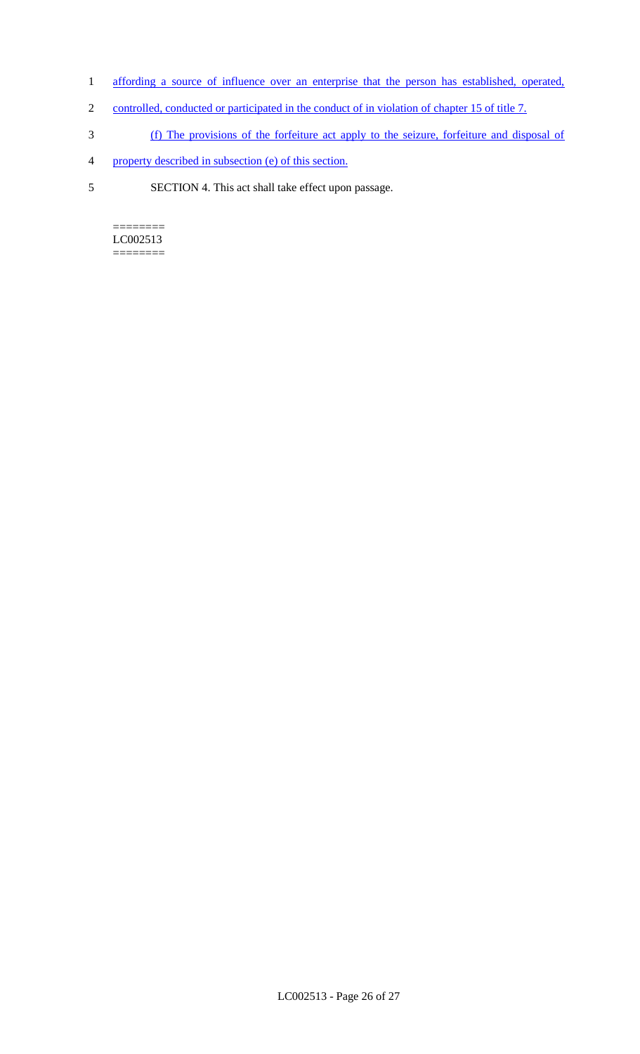affording a source of influence over an enterprise that the person has established, operated, controlled, conducted or participated in the conduct of in violation of chapter 15 of title 7.

(f) The provisions of the forfeiture act apply to the seizure, forfeiture and disposal of property described in subsection (e) of this section.

SECTION 4. This act shall take effect upon passage.

========
LC002513
========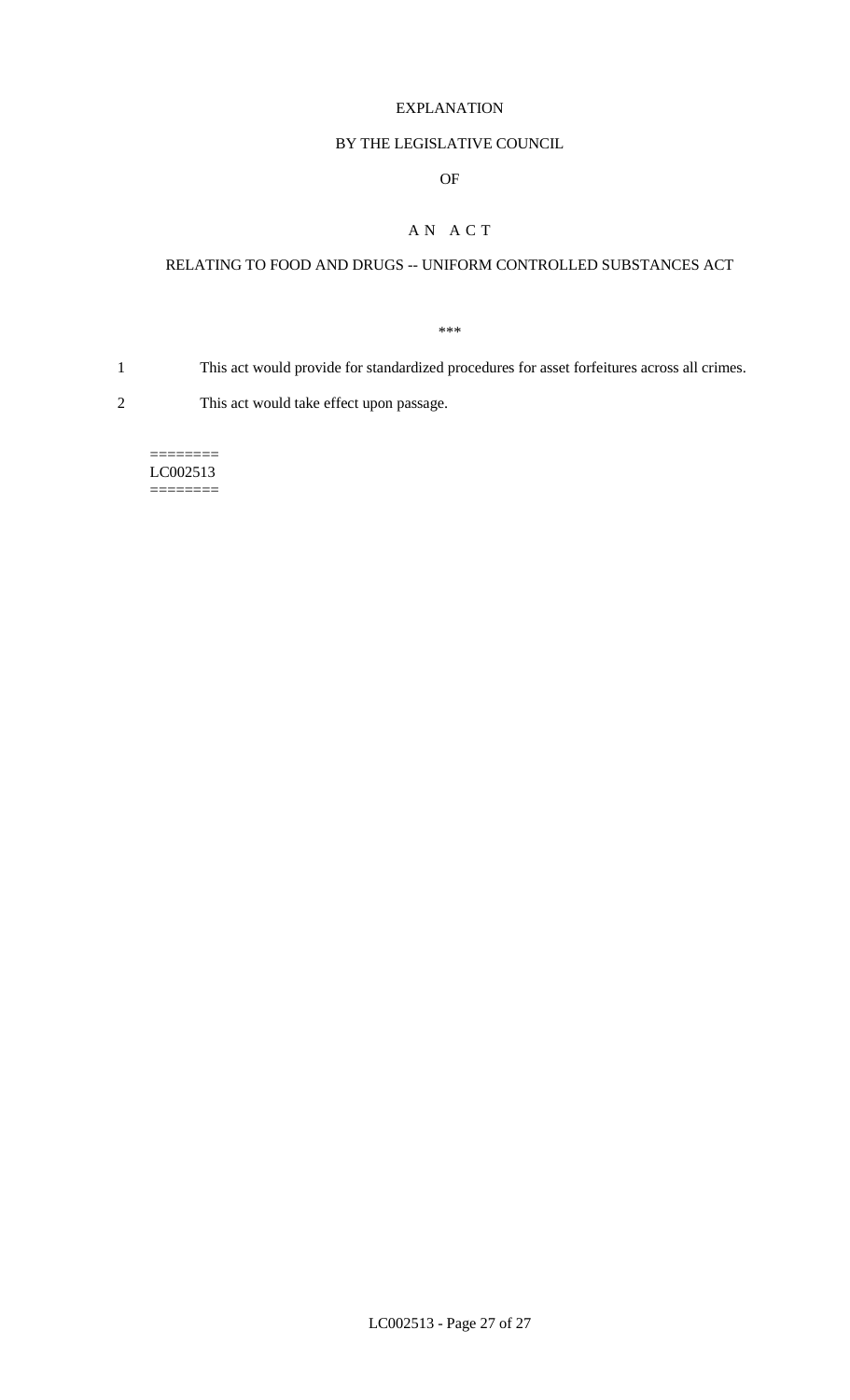EXPLANATION

BY THE LEGISLATIVE COUNCIL

OF

A N A C T

RELATING TO FOOD AND DRUGS -- UNIFORM CONTROLLED SUBSTANCES ACT

***

1 This act would provide for standardized procedures for asset forfeitures across all crimes.

2 This act would take effect upon passage.

========
LC002513
========